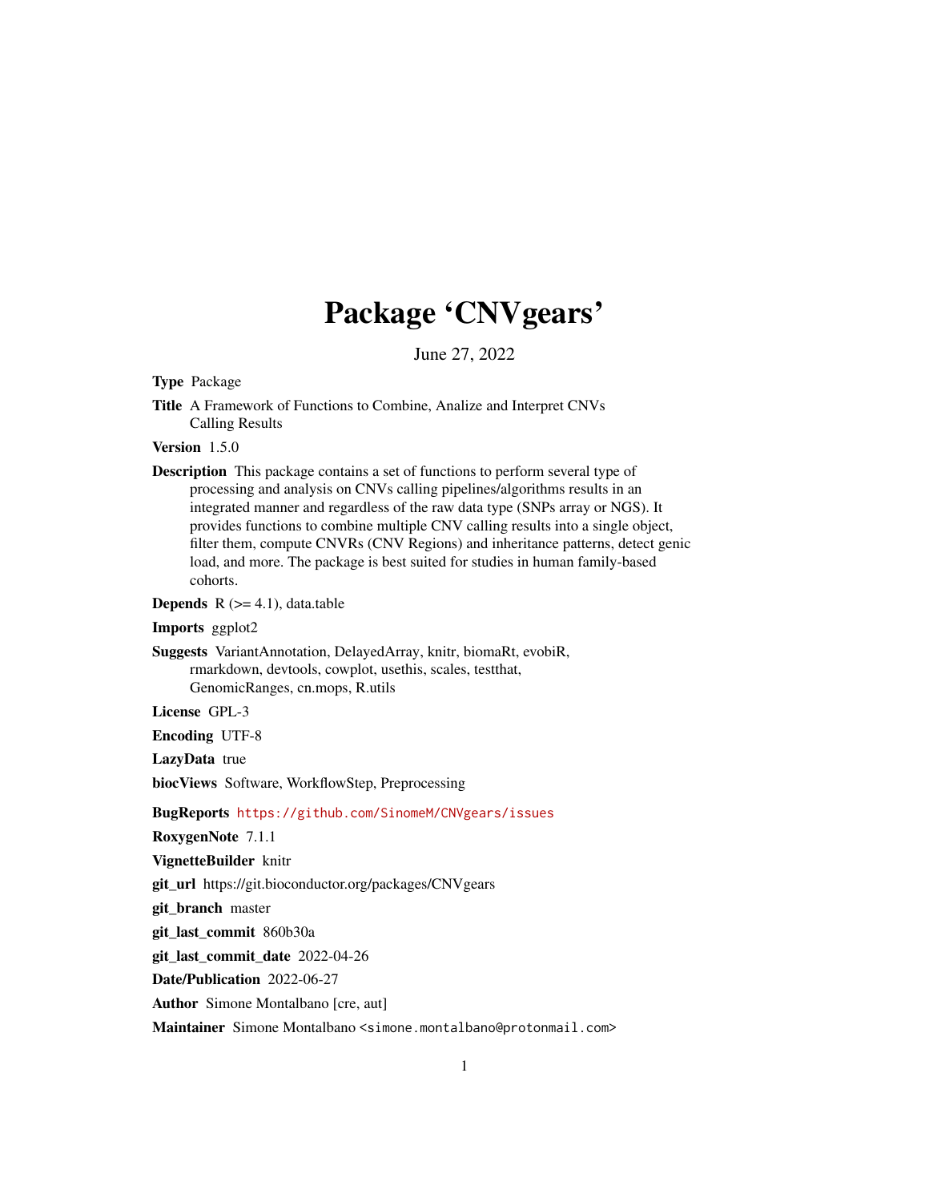# Package 'CNVgears'

June 27, 2022

**Type** Package

**Title** A Framework of Functions to Combine, Analize and Interpret CNVs Calling Results

**Version** 1.5.0

**Description** This package contains a set of functions to perform several type of processing and analysis on CNVs calling pipelines/algorithms results in an integrated manner and regardless of the raw data type (SNPs array or NGS). It provides functions to combine multiple CNV calling results into a single object, filter them, compute CNVRs (CNV Regions) and inheritance patterns, detect genic load, and more. The package is best suited for studies in human family-based cohorts.

**Depends** R (>= 4.1), data.table

**Imports** ggplot2

**Suggests** VariantAnnotation, DelayedArray, knitr, biomaRt, evobiR, rmarkdown, devtools, cowplot, usethis, scales, testthat, GenomicRanges, cn.mops, R.utils

**License** GPL-3

**Encoding** UTF-8

**LazyData** true

**biocViews** Software, WorkflowStep, Preprocessing

**BugReports** https://github.com/SinomeM/CNVgears/issues

**RoxygenNote** 7.1.1

**VignetteBuilder** knitr

**git_url** https://git.bioconductor.org/packages/CNVgears

**git_branch** master

**git_last_commit** 860b30a

**git_last_commit_date** 2022-04-26

**Date/Publication** 2022-06-27

**Author** Simone Montalbano [cre, aut]

**Maintainer** Simone Montalbano <simone.montalbano@protonmail.com>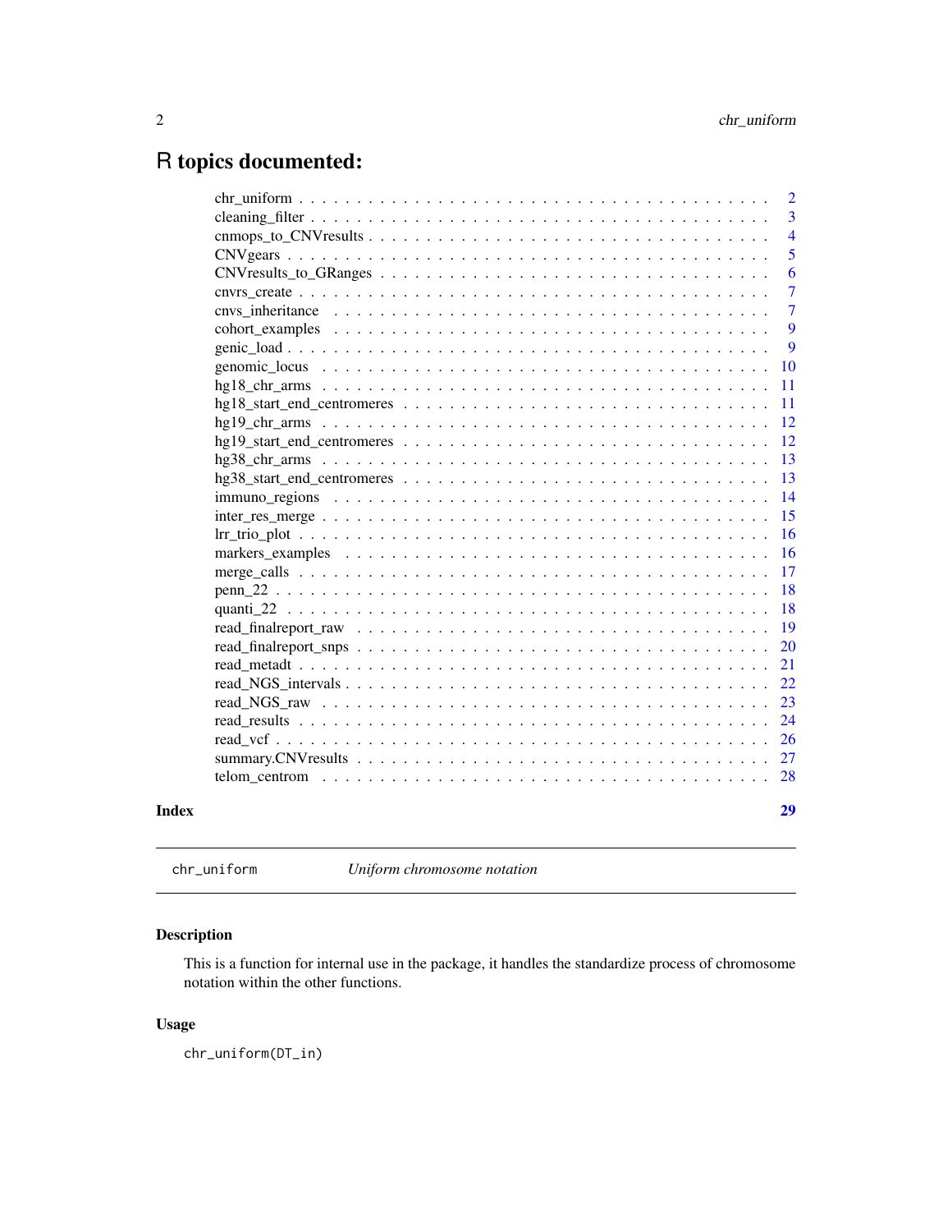# R topics documented:

| | |
|---|---|
| chr_uniform | 2 |
| cleaning_filter | 3 |
| cnmops_to_CNVresults | 4 |
| CNVgears | 5 |
| CNVresults_to_GRanges | 6 |
| cnvrs_create | 7 |
| cnvs_inheritance | 7 |
| cohort_examples | 9 |
| genic_load | 9 |
| genomic_locus | 10 |
| hg18_chr_arms | 11 |
| hg18_start_end_centromeres | 11 |
| hg19_chr_arms | 12 |
| hg19_start_end_centromeres | 12 |
| hg38_chr_arms | 13 |
| hg38_start_end_centromeres | 13 |
| immuno_regions | 14 |
| inter_res_merge | 15 |
| lrr_trio_plot | 16 |
| markers_examples | 16 |
| merge_calls | 17 |
| penn_22 | 18 |
| quanti_22 | 18 |
| read_finalreport_raw | 19 |
| read_finalreport_snps | 20 |
| read_metadt | 21 |
| read_NGS_intervals | 22 |
| read_NGS_raw | 23 |
| read_results | 24 |
| read_vcf | 26 |
| summary.CNVresults | 27 |
| telom_centrom | 28 |

**Index** **29**

---

`chr_uniform` *Uniform chromosome notation*

---

## Description

This is a function for internal use in the package, it handles the standardize process of chromosome notation within the other functions.

## Usage

```
chr_uniform(DT_in)
```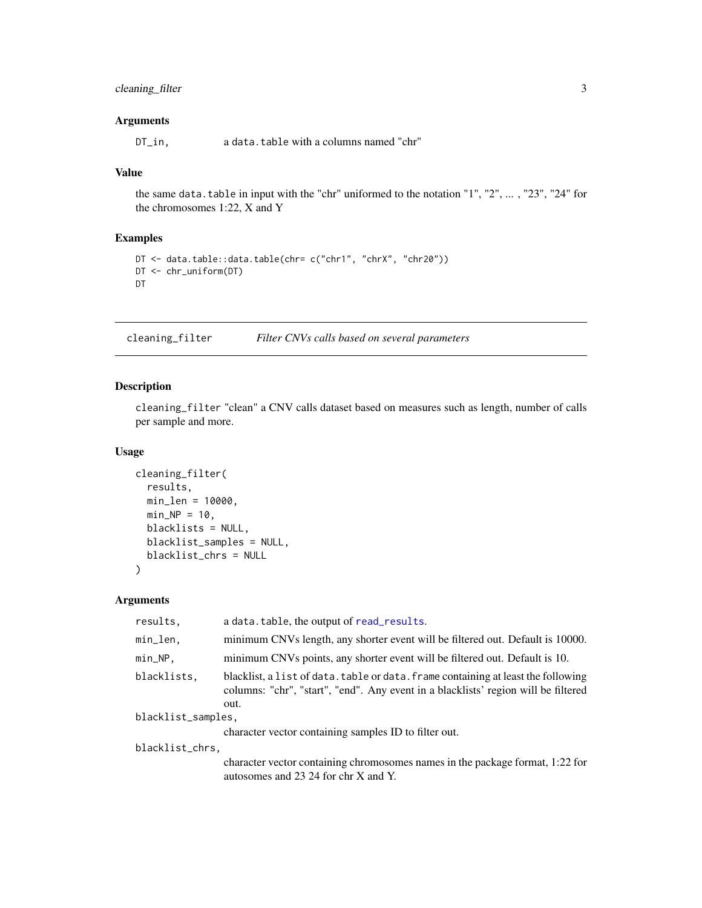### Arguments

| | |
|---|---|
| `DT_in,` | a `data.table` with a columns named "chr" |

### Value

the same `data.table` in input with the "chr" uniformed to the notation "1", "2", ... , "23", "24" for the chromosomes 1:22, X and Y

### Examples

```
DT <- data.table::data.table(chr= c("chr1", "chrX", "chr20"))
DT <- chr_uniform(DT)
DT
```

---

## `cleaning_filter` *Filter CNVs calls based on several parameters*

---

### Description

`cleaning_filter` "clean" a CNV calls dataset based on measures such as length, number of calls per sample and more.

### Usage

```
cleaning_filter(
  results,
  min_len = 10000,
  min_NP = 10,
  blacklists = NULL,
  blacklist_samples = NULL,
  blacklist_chrs = NULL
)
```

### Arguments

| | |
|---|---|
| `results,` | a `data.table`, the output of `read_results`. |
| `min_len,` | minimum CNVs length, any shorter event will be filtered out. Default is 10000. |
| `min_NP,` | minimum CNVs points, any shorter event will be filtered out. Default is 10. |
| `blacklists,` | blacklist, a `list` of `data.table` or `data.frame` containing at least the following columns: "chr", "start", "end". Any event in a blacklists' region will be filtered out. |
| `blacklist_samples,` | character vector containing samples ID to filter out. |
| `blacklist_chrs,` | character vector containing chromosomes names in the package format, 1:22 for autosomes and 23 24 for chr X and Y. |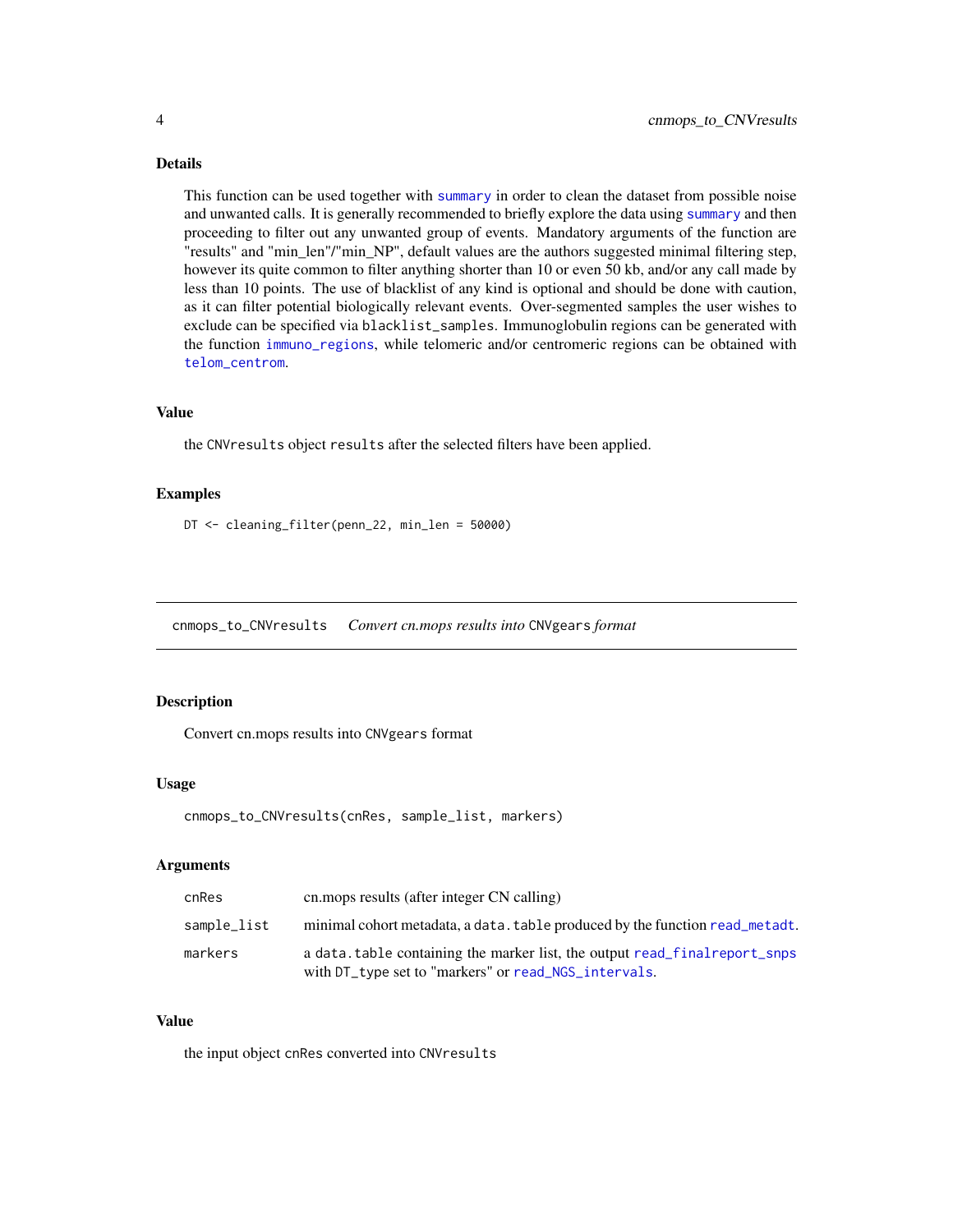### Details

This function can be used together with `summary` in order to clean the dataset from possible noise and unwanted calls. It is generally recommended to briefly explore the data using `summary` and then proceeding to filter out any unwanted group of events. Mandatory arguments of the function are "results" and "min_len"/"min_NP", default values are the authors suggested minimal filtering step, however its quite common to filter anything shorter than 10 or even 50 kb, and/or any call made by less than 10 points. The use of blacklist of any kind is optional and should be done with caution, as it can filter potential biologically relevant events. Over-segmented samples the user wishes to exclude can be specified via `blacklist_samples`. Immunoglobulin regions can be generated with the function `immuno_regions`, while telomeric and/or centromeric regions can be obtained with `telom_centrom`.

### Value

the `CNVresults` object `results` after the selected filters have been applied.

### Examples

```
DT <- cleaning_filter(penn_22, min_len = 50000)
```

---

## cnmops_to_CNVresults    *Convert cn.mops results into* `CNVgears` *format*

### Description

Convert cn.mops results into `CNVgears` format

### Usage

```
cnmops_to_CNVresults(cnRes, sample_list, markers)
```

### Arguments

| | |
|---|---|
| `cnRes` | cn.mops results (after integer CN calling) |
| `sample_list` | minimal cohort metadata, a `data.table` produced by the function `read_metadt`. |
| `markers` | a `data.table` containing the marker list, the output `read_finalreport_snps` with `DT_type` set to "markers" or `read_NGS_intervals`. |

### Value

the input object `cnRes` converted into `CNVresults`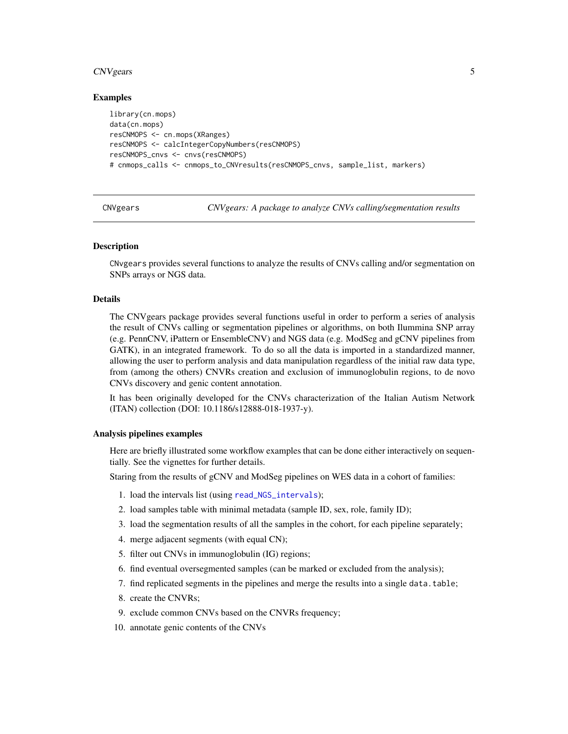### Examples

```
library(cn.mops)
data(cn.mops)
resCNMOPS <- cn.mops(XRanges)
resCNMOPS <- calcIntegerCopyNumbers(resCNMOPS)
resCNMOPS_cnvs <- cnvs(resCNMOPS)
# cnmops_calls <- cnmops_to_CNVresults(resCNMOPS_cnvs, sample_list, markers)
```

---

## CNVgears — *CNVgears: A package to analyze CNVs calling/segmentation results*

---

### Description

CNvgears provides several functions to analyze the results of CNVs calling and/or segmentation on SNPs arrays or NGS data.

### Details

The CNVgears package provides several functions useful in order to perform a series of analysis the result of CNVs calling or segmentation pipelines or algorithms, on both Ilummina SNP array (e.g. PennCNV, iPattern or EnsembleCNV) and NGS data (e.g. ModSeg and gCNV pipelines from GATK), in an integrated framework. To do so all the data is imported in a standardized manner, allowing the user to perform analysis and data manipulation regardless of the initial raw data type, from (among the others) CNVRs creation and exclusion of immunoglobulin regions, to de novo CNVs discovery and genic content annotation.

It has been originally developed for the CNVs characterization of the Italian Autism Network (ITAN) collection (DOI: 10.1186/s12888-018-1937-y).

### Analysis pipelines examples

Here are briefly illustrated some workflow examples that can be done either interactively on sequentially. See the vignettes for further details.

Staring from the results of gCNV and ModSeg pipelines on WES data in a cohort of families:

1. load the intervals list (using `read_NGS_intervals`);
2. load samples table with minimal metadata (sample ID, sex, role, family ID);
3. load the segmentation results of all the samples in the cohort, for each pipeline separately;
4. merge adjacent segments (with equal CN);
5. filter out CNVs in immunoglobulin (IG) regions;
6. find eventual oversegmented samples (can be marked or excluded from the analysis);
7. find replicated segments in the pipelines and merge the results into a single `data.table`;
8. create the CNVRs;
9. exclude common CNVs based on the CNVRs frequency;
10. annotate genic contents of the CNVs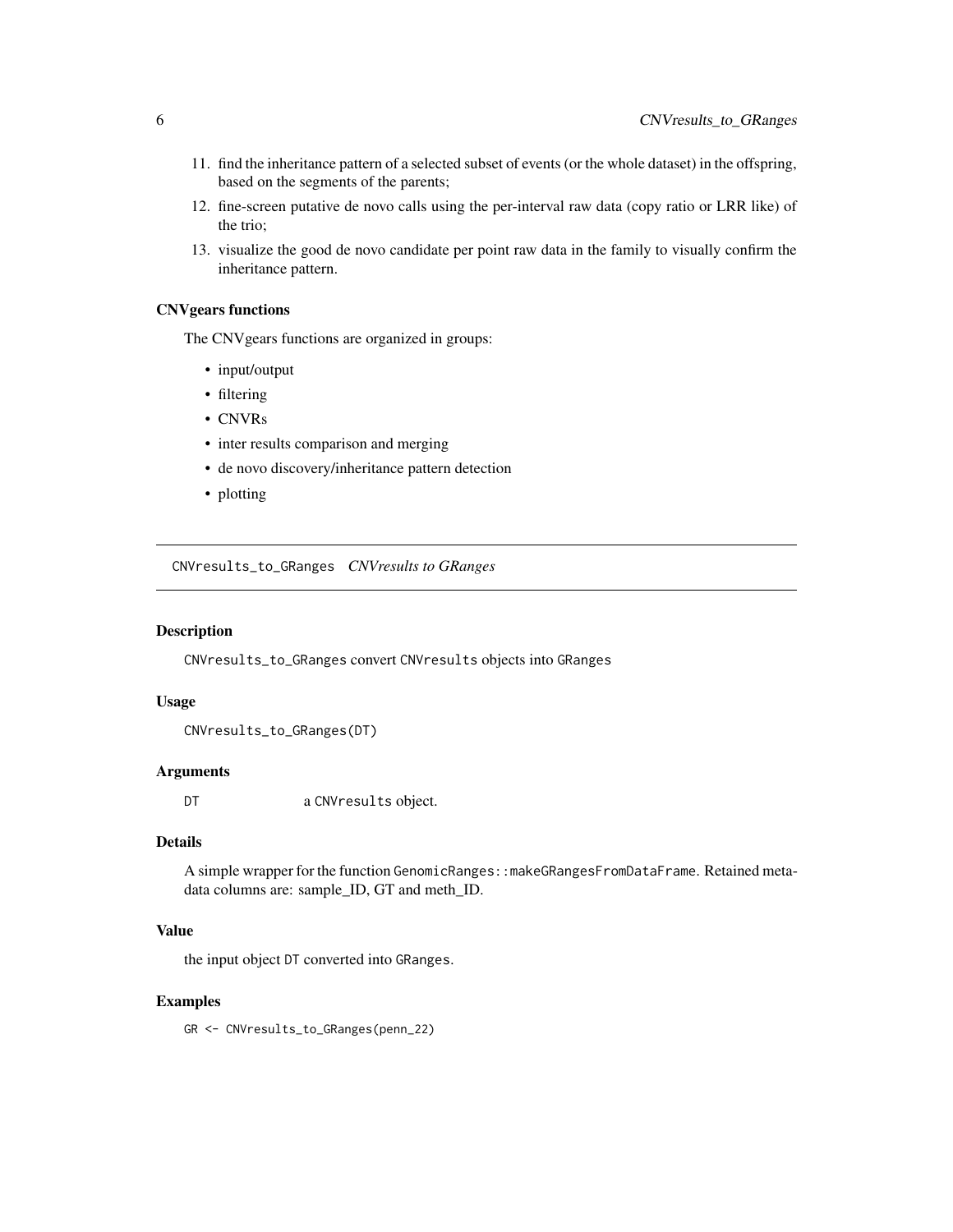11. find the inheritance pattern of a selected subset of events (or the whole dataset) in the offspring, based on the segments of the parents;
12. fine-screen putative de novo calls using the per-interval raw data (copy ratio or LRR like) of the trio;
13. visualize the good de novo candidate per point raw data in the family to visually confirm the inheritance pattern.

### CNVgears functions

The CNVgears functions are organized in groups:

- input/output
- filtering
- CNVRs
- inter results comparison and merging
- de novo discovery/inheritance pattern detection
- plotting

---

## CNVresults_to_GRanges *CNVresults to GRanges*

---

### Description

`CNVresults_to_GRanges` convert `CNVresults` objects into `GRanges`

### Usage

```
CNVresults_to_GRanges(DT)
```

### Arguments

| | |
|---|---|
| `DT` | a `CNVresults` object. |

### Details

A simple wrapper for the function `GenomicRanges::makeGRangesFromDataFrame`. Retained meta-data columns are: sample_ID, GT and meth_ID.

### Value

the input object `DT` converted into `GRanges`.

### Examples

```
GR <- CNVresults_to_GRanges(penn_22)
```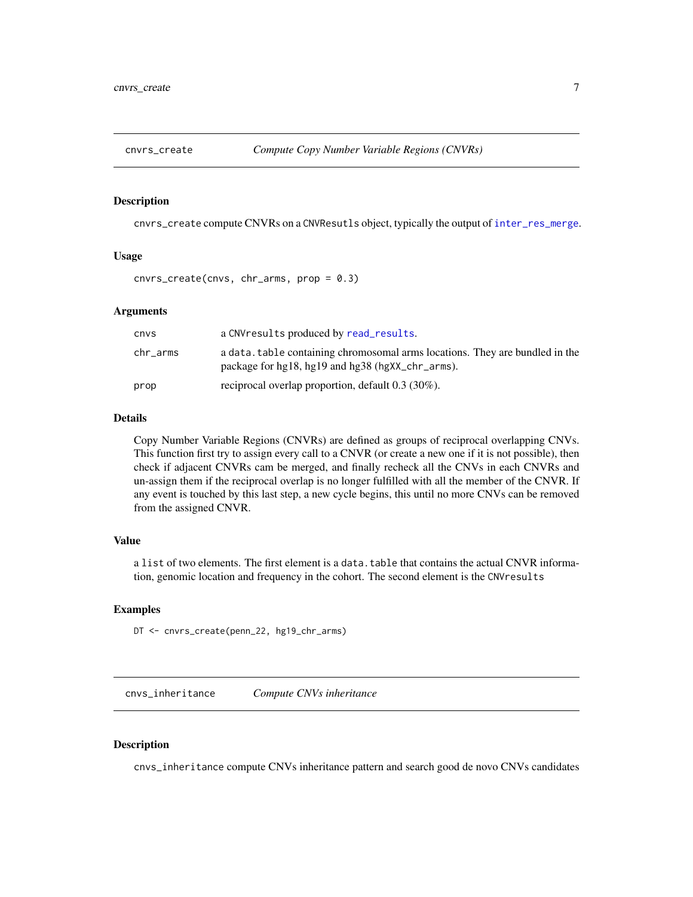## cnvrs_create — *Compute Copy Number Variable Regions (CNVRs)*

### Description

cnvrs_create compute CNVRs on a CNVResutls object, typically the output of inter_res_merge.

### Usage

```
cnvrs_create(cnvs, chr_arms, prop = 0.3)
```

### Arguments

| | |
|---|---|
| cnvs | a CNVresults produced by read_results. |
| chr_arms | a data.table containing chromosomal arms locations. They are bundled in the package for hg18, hg19 and hg38 (hgXX_chr_arms). |
| prop | reciprocal overlap proportion, default 0.3 (30%). |

### Details

Copy Number Variable Regions (CNVRs) are defined as groups of reciprocal overlapping CNVs. This function first try to assign every call to a CNVR (or create a new one if it is not possible), then check if adjacent CNVRs cam be merged, and finally recheck all the CNVs in each CNVRs and un-assign them if the reciprocal overlap is no longer fulfilled with all the member of the CNVR. If any event is touched by this last step, a new cycle begins, this until no more CNVs can be removed from the assigned CNVR.

### Value

a list of two elements. The first element is a data.table that contains the actual CNVR information, genomic location and frequency in the cohort. The second element is the CNVresults

### Examples

```
DT <- cnvrs_create(penn_22, hg19_chr_arms)
```

## cnvs_inheritance — *Compute CNVs inheritance*

### Description

cnvs_inheritance compute CNVs inheritance pattern and search good de novo CNVs candidates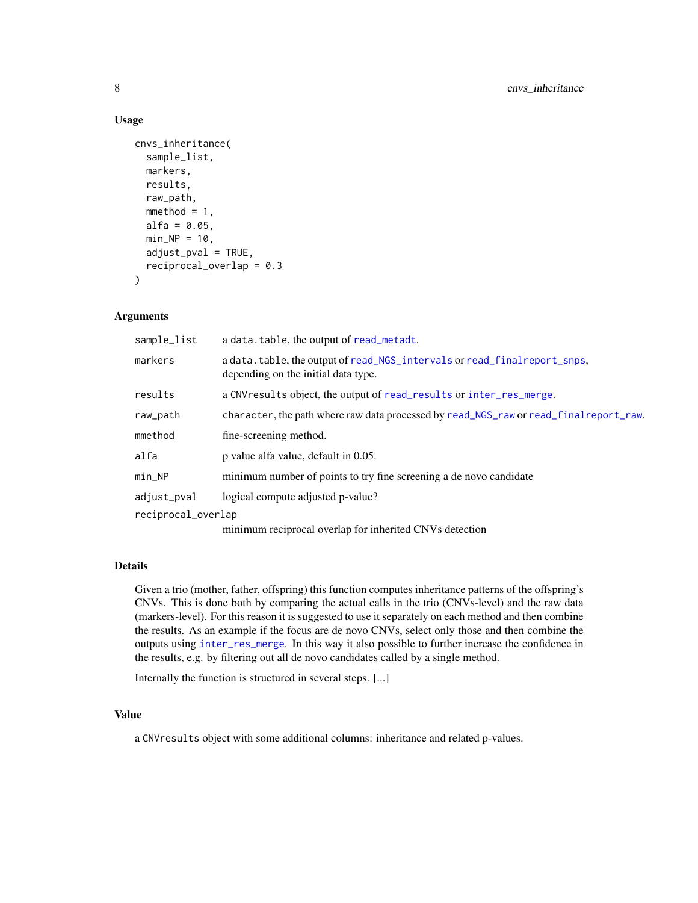## Usage

```
cnvs_inheritance(
  sample_list,
  markers,
  results,
  raw_path,
  mmethod = 1,
  alfa = 0.05,
  min_NP = 10,
  adjust_pval = TRUE,
  reciprocal_overlap = 0.3
)
```

## Arguments

| | |
|---|---|
| `sample_list` | a `data.table`, the output of `read_metadt`. |
| `markers` | a `data.table`, the output of `read_NGS_intervals` or `read_finalreport_snps`, depending on the initial data type. |
| `results` | a `CNVresults` object, the output of `read_results` or `inter_res_merge`. |
| `raw_path` | `character`, the path where raw data processed by `read_NGS_raw` or `read_finalreport_raw`. |
| `mmethod` | fine-screening method. |
| `alfa` | p value alfa value, default in 0.05. |
| `min_NP` | minimum number of points to try fine screening a de novo candidate |
| `adjust_pval` | logical compute adjusted p-value? |
| `reciprocal_overlap` | minimum reciprocal overlap for inherited CNVs detection |

## Details

Given a trio (mother, father, offspring) this function computes inheritance patterns of the offspring's CNVs. This is done both by comparing the actual calls in the trio (CNVs-level) and the raw data (markers-level). For this reason it is suggested to use it separately on each method and then combine the results. As an example if the focus are de novo CNVs, select only those and then combine the outputs using `inter_res_merge`. In this way it also possible to further increase the confidence in the results, e.g. by filtering out all de novo candidates called by a single method.

Internally the function is structured in several steps. [...]

## Value

a `CNVresults` object with some additional columns: inheritance and related p-values.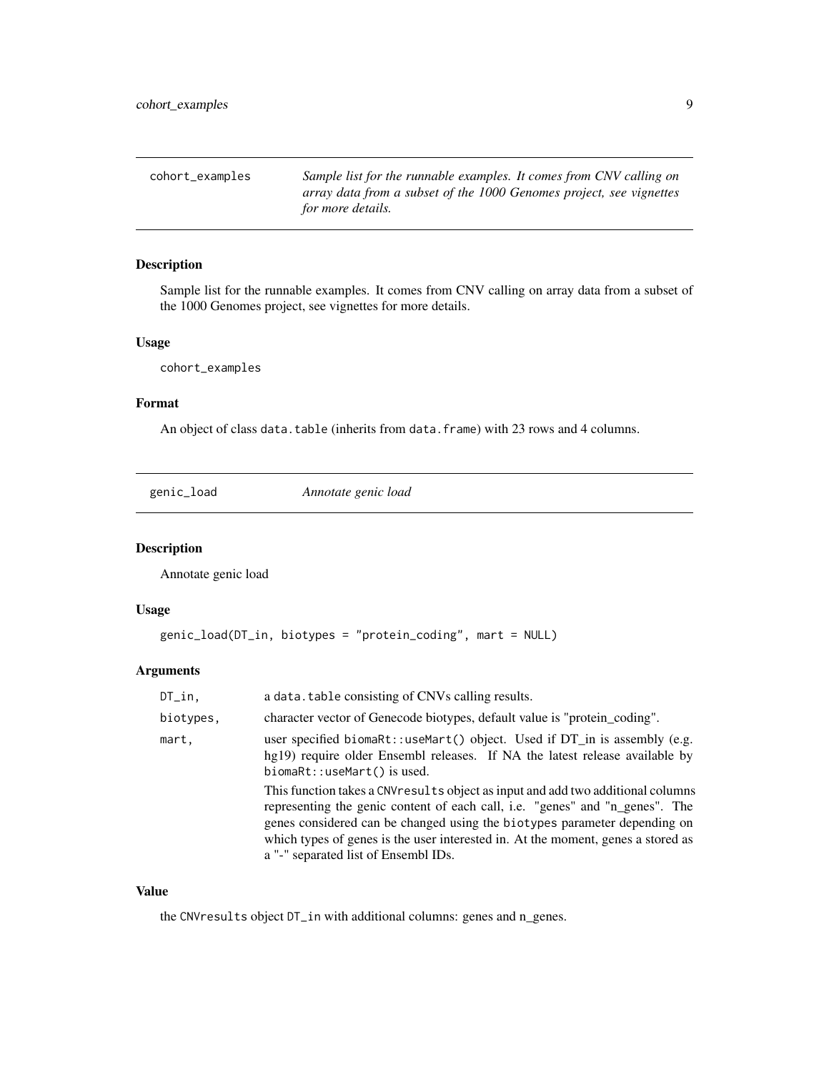## cohort_examples

*Sample list for the runnable examples. It comes from CNV calling on array data from a subset of the 1000 Genomes project, see vignettes for more details.*

### Description

Sample list for the runnable examples. It comes from CNV calling on array data from a subset of the 1000 Genomes project, see vignettes for more details.

### Usage

```
cohort_examples
```

### Format

An object of class `data.table` (inherits from `data.frame`) with 23 rows and 4 columns.

## genic_load

*Annotate genic load*

### Description

Annotate genic load

### Usage

```
genic_load(DT_in, biotypes = "protein_coding", mart = NULL)
```

### Arguments

| | |
|---|---|
| DT_in, | a `data.table` consisting of CNVs calling results. |
| biotypes, | character vector of Genecode biotypes, default value is "protein_coding". |
| mart, | user specified `biomaRt::useMart()` object. Used if DT_in is assembly (e.g. hg19) require older Ensembl releases. If NA the latest release available by `biomaRt::useMart()` is used.<br><br>This function takes a `CNVresults` object as input and add two additional columns representing the genic content of each call, i.e. "genes" and "n_genes". The genes considered can be changed using the `biotypes` parameter depending on which types of genes is the user interested in. At the moment, genes a stored as a "-" separated list of Ensembl IDs. |

### Value

the `CNVresults` object `DT_in` with additional columns: genes and n_genes.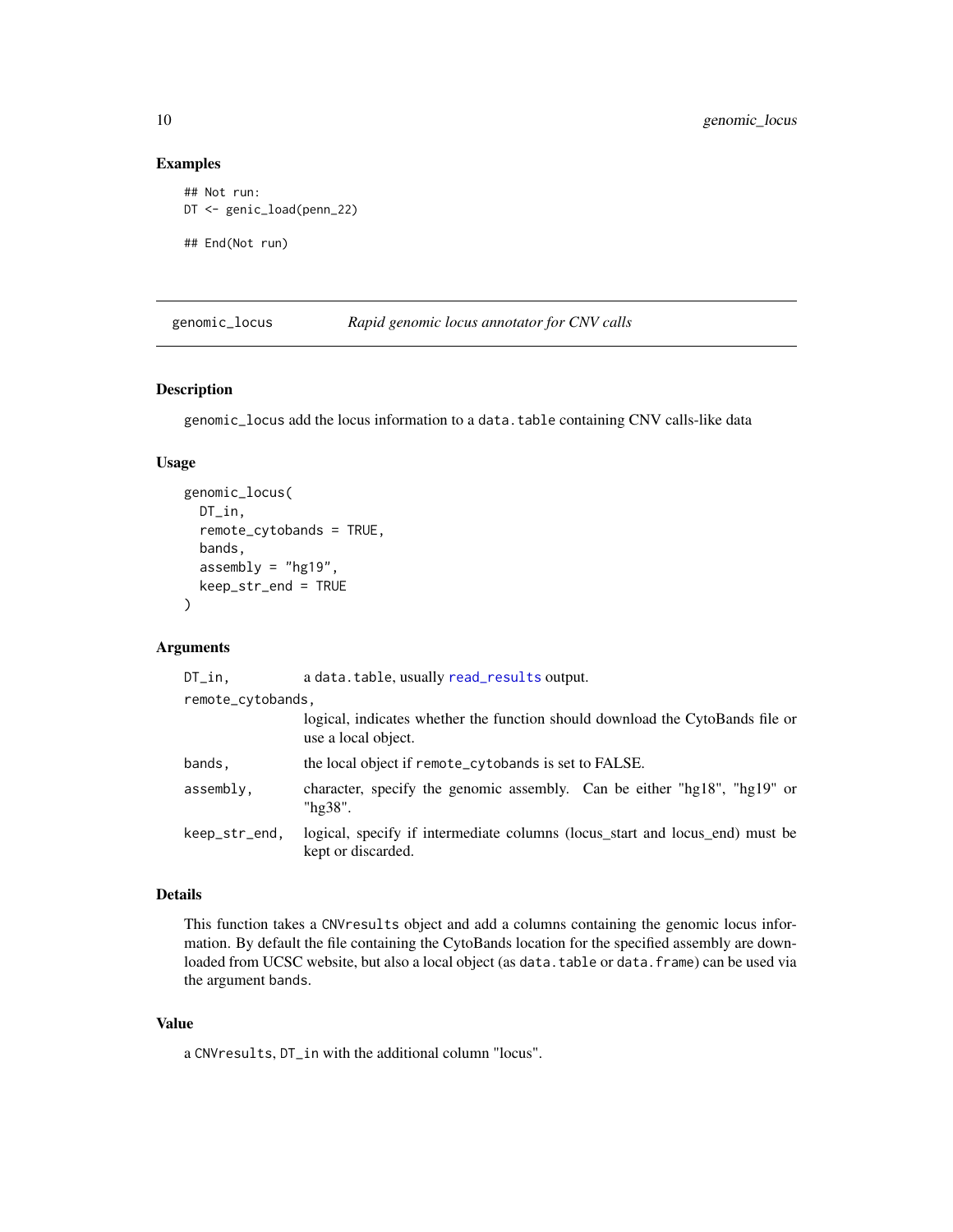### Examples

```
## Not run:
DT <- genic_load(penn_22)

## End(Not run)
```

---

## genomic_locus — *Rapid genomic locus annotator for CNV calls*

---

### Description

genomic_locus add the locus information to a data.table containing CNV calls-like data

### Usage

```
genomic_locus(
  DT_in,
  remote_cytobands = TRUE,
  bands,
  assembly = "hg19",
  keep_str_end = TRUE
)
```

### Arguments

| | |
|---|---|
| DT_in, | a data.table, usually read_results output. |
| remote_cytobands, | logical, indicates whether the function should download the CytoBands file or use a local object. |
| bands, | the local object if remote_cytobands is set to FALSE. |
| assembly, | character, specify the genomic assembly. Can be either "hg18", "hg19" or "hg38". |
| keep_str_end, | logical, specify if intermediate columns (locus_start and locus_end) must be kept or discarded. |

### Details

This function takes a CNVresults object and add a columns containing the genomic locus information. By default the file containing the CytoBands location for the specified assembly are downloaded from UCSC website, but also a local object (as data.table or data.frame) can be used via the argument bands.

### Value

a CNVresults, DT_in with the additional column "locus".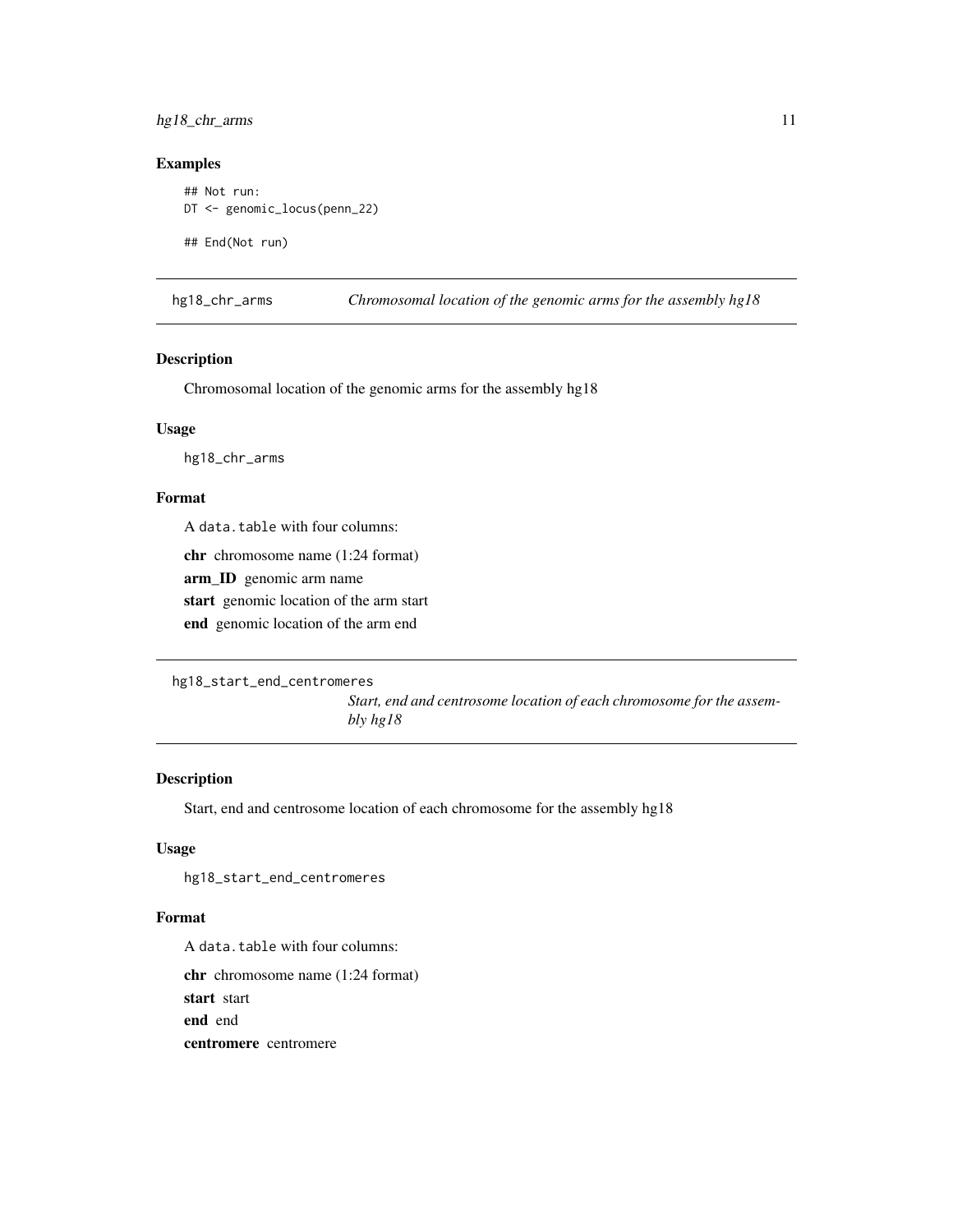## Examples

```
## Not run:
DT <- genomic_locus(penn_22)

## End(Not run)
```

---

## hg18_chr_arms — *Chromosomal location of the genomic arms for the assembly hg18*

### Description

Chromosomal location of the genomic arms for the assembly hg18

### Usage

```
hg18_chr_arms
```

### Format

A `data.table` with four columns:

**chr** chromosome name (1:24 format)

**arm_ID** genomic arm name

**start** genomic location of the arm start

**end** genomic location of the arm end

---

## hg18_start_end_centromeres — *Start, end and centrosome location of each chromosome for the assembly hg18*

### Description

Start, end and centrosome location of each chromosome for the assembly hg18

### Usage

```
hg18_start_end_centromeres
```

### Format

A `data.table` with four columns:

**chr** chromosome name (1:24 format)

**start** start

**end** end

**centromere** centromere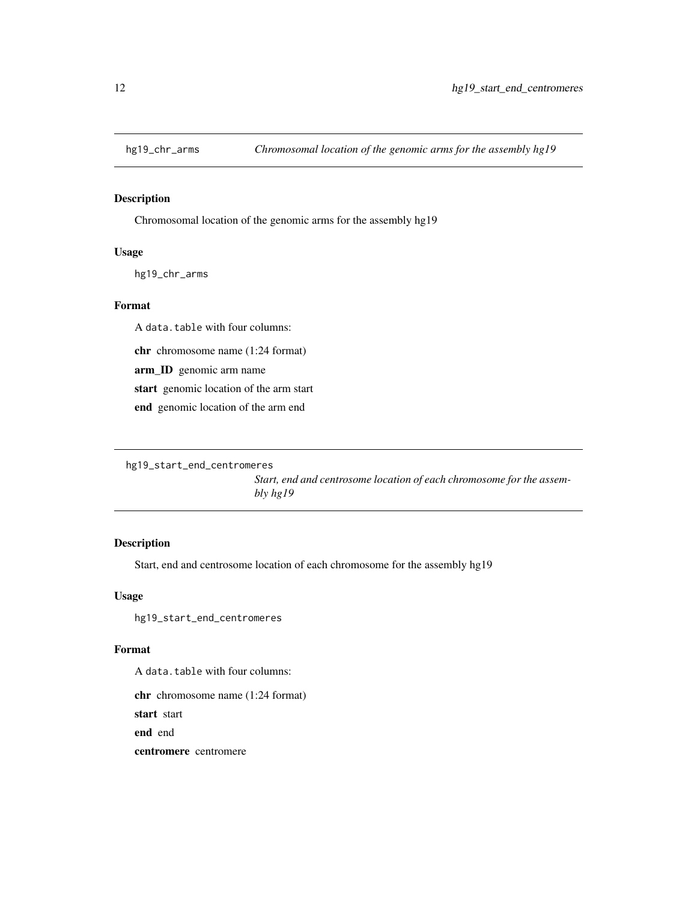## hg19_chr_arms — *Chromosomal location of the genomic arms for the assembly hg19*

### Description

Chromosomal location of the genomic arms for the assembly hg19

### Usage

```
hg19_chr_arms
```

### Format

A `data.table` with four columns:

**chr** chromosome name (1:24 format)

**arm_ID** genomic arm name

**start** genomic location of the arm start

**end** genomic location of the arm end

## hg19_start_end_centromeres — *Start, end and centrosome location of each chromosome for the assembly hg19*

### Description

Start, end and centrosome location of each chromosome for the assembly hg19

### Usage

```
hg19_start_end_centromeres
```

### Format

A `data.table` with four columns:

**chr** chromosome name (1:24 format)

**start** start

**end** end

**centromere** centromere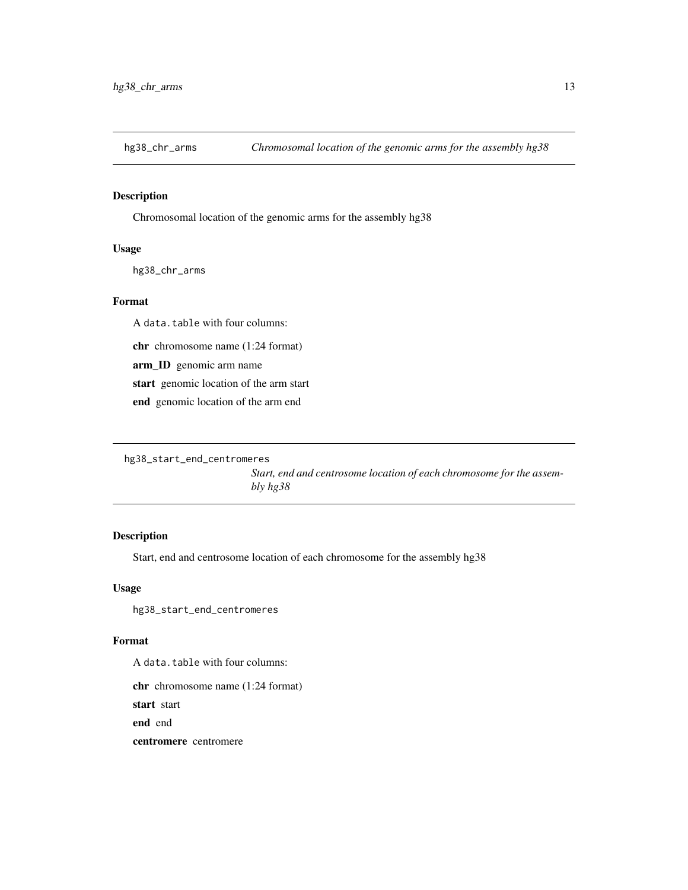## hg38_chr_arms *Chromosomal location of the genomic arms for the assembly hg38*

### Description

Chromosomal location of the genomic arms for the assembly hg38

### Usage

```
hg38_chr_arms
```

### Format

A `data.table` with four columns:

**chr** chromosome name (1:24 format)

**arm_ID** genomic arm name

**start** genomic location of the arm start

**end** genomic location of the arm end

## hg38_start_end_centromeres *Start, end and centrosome location of each chromosome for the assembly hg38*

### Description

Start, end and centrosome location of each chromosome for the assembly hg38

### Usage

```
hg38_start_end_centromeres
```

### Format

A `data.table` with four columns:

**chr** chromosome name (1:24 format)

**start** start

**end** end

**centromere** centromere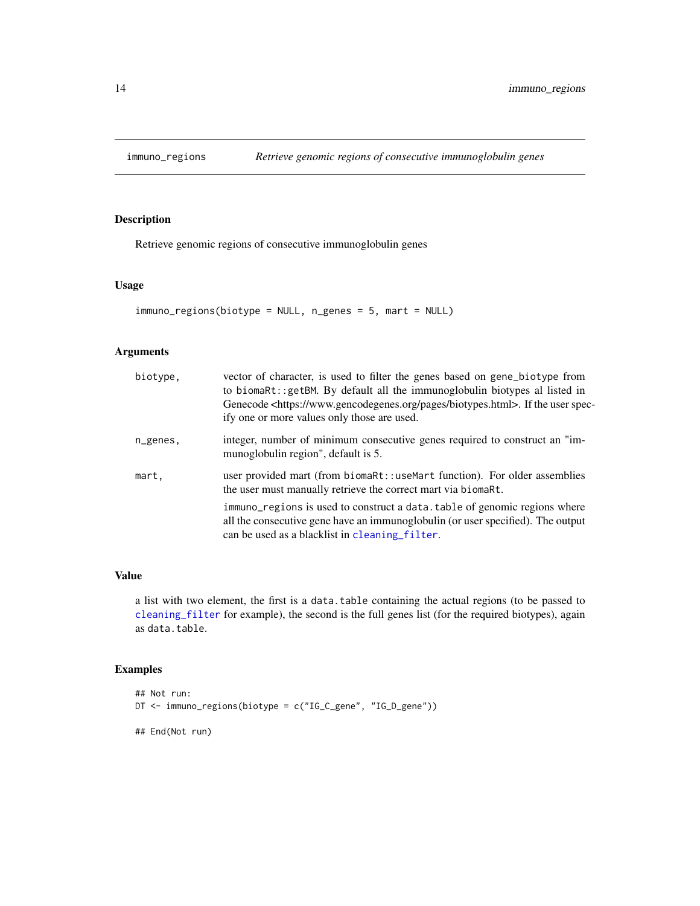# immuno_regions — *Retrieve genomic regions of consecutive immunoglobulin genes*

## Description

Retrieve genomic regions of consecutive immunoglobulin genes

## Usage

```
immuno_regions(biotype = NULL, n_genes = 5, mart = NULL)
```

## Arguments

| | |
|---|---|
| `biotype,` | vector of character, is used to filter the genes based on `gene_biotype` from to `biomaRt::getBM`. By default all the immunoglobulin biotypes al listed in Genecode <https://www.gencodegenes.org/pages/biotypes.html>. If the user specify one or more values only those are used. |
| `n_genes,` | integer, number of minimum consecutive genes required to construct an "immunoglobulin region", default is 5. |
| `mart,` | user provided mart (from `biomaRt::useMart` function). For older assemblies the user must manually retrieve the correct mart via `biomaRt`. <br><br> `immuno_regions` is used to construct a `data.table` of genomic regions where all the consecutive gene have an immunoglobulin (or user specified). The output can be used as a blacklist in `cleaning_filter`. |

## Value

a list with two element, the first is a `data.table` containing the actual regions (to be passed to `cleaning_filter` for example), the second is the full genes list (for the required biotypes), again as `data.table`.

## Examples

```
## Not run:
DT <- immuno_regions(biotype = c("IG_C_gene", "IG_D_gene"))

## End(Not run)
```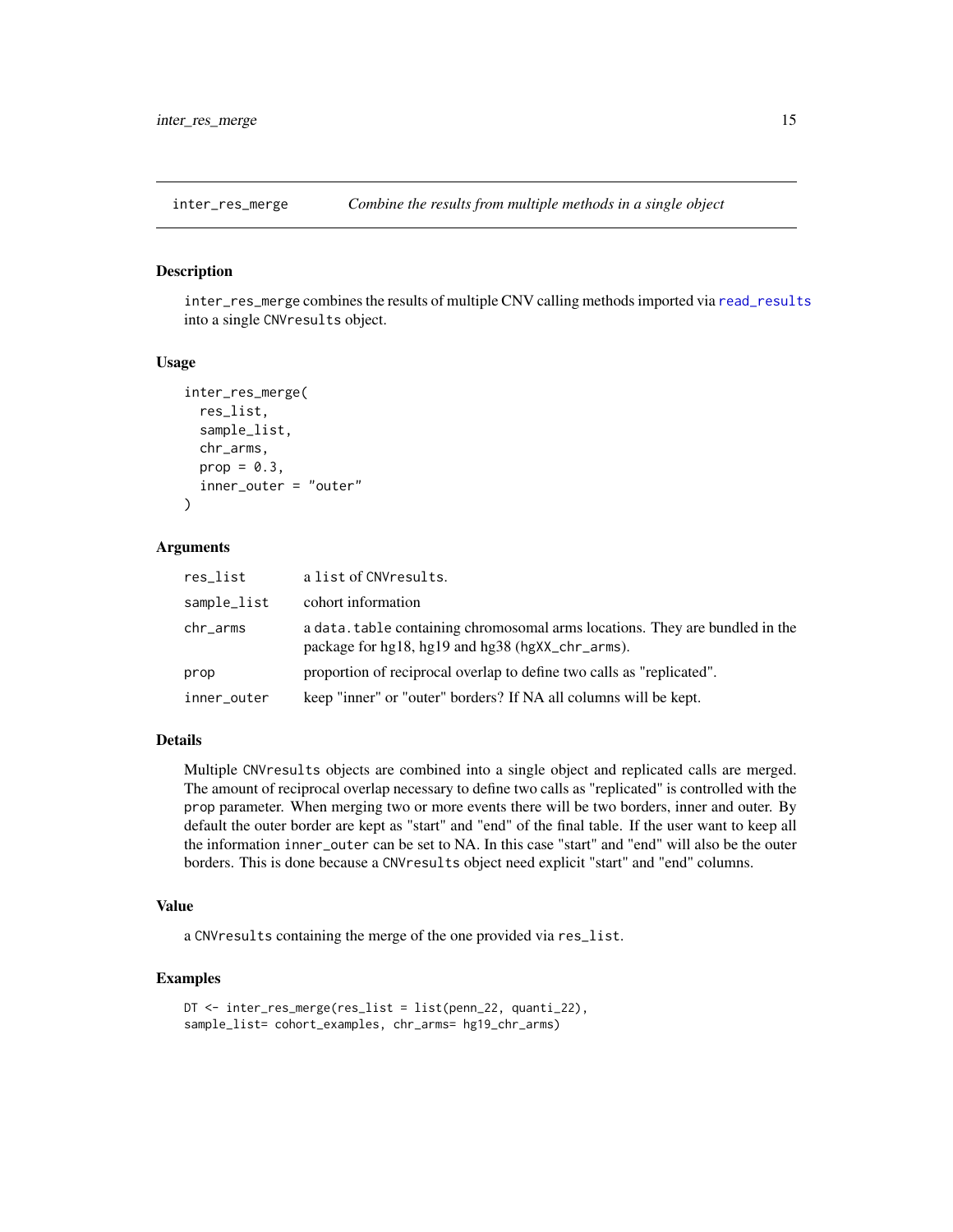## inter_res_merge — *Combine the results from multiple methods in a single object*

### Description

`inter_res_merge` combines the results of multiple CNV calling methods imported via `read_results` into a single `CNVresults` object.

### Usage

```
inter_res_merge(
  res_list,
  sample_list,
  chr_arms,
  prop = 0.3,
  inner_outer = "outer"
)
```

### Arguments

| Argument | Description |
|---|---|
| `res_list` | a `list` of `CNVresults`. |
| `sample_list` | cohort information |
| `chr_arms` | a `data.table` containing chromosomal arms locations. They are bundled in the package for hg18, hg19 and hg38 (`hgXX_chr_arms`). |
| `prop` | proportion of reciprocal overlap to define two calls as "replicated". |
| `inner_outer` | keep "inner" or "outer" borders? If NA all columns will be kept. |

### Details

Multiple `CNVresults` objects are combined into a single object and replicated calls are merged. The amount of reciprocal overlap necessary to define two calls as "replicated" is controlled with the `prop` parameter. When merging two or more events there will be two borders, inner and outer. By default the outer border are kept as "start" and "end" of the final table. If the user want to keep all the information `inner_outer` can be set to NA. In this case "start" and "end" will also be the outer borders. This is done because a `CNVresults` object need explicit "start" and "end" columns.

### Value

a `CNVresults` containing the merge of the one provided via `res_list`.

### Examples

```
DT <- inter_res_merge(res_list = list(penn_22, quanti_22),
sample_list= cohort_examples, chr_arms= hg19_chr_arms)
```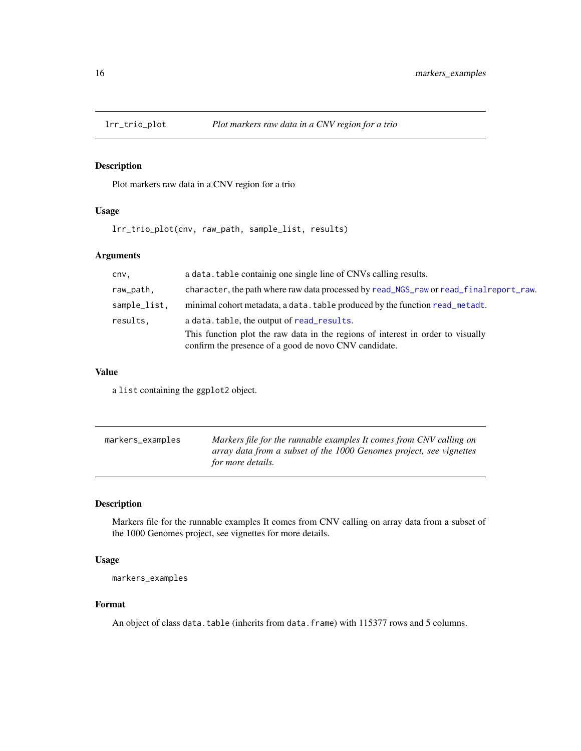## lrr_trio_plot    *Plot markers raw data in a CNV region for a trio*

### Description

Plot markers raw data in a CNV region for a trio

### Usage

```
lrr_trio_plot(cnv, raw_path, sample_list, results)
```

### Arguments

| | |
|---|---|
| `cnv,` | a `data.table` containig one single line of CNVs calling results. |
| `raw_path,` | `character`, the path where raw data processed by `read_NGS_raw` or `read_finalreport_raw`. |
| `sample_list,` | minimal cohort metadata, a `data.table` produced by the function `read_metadt`. |
| `results,` | a `data.table`, the output of `read_results`. |
| | This function plot the raw data in the regions of interest in order to visually confirm the presence of a good de novo CNV candidate. |

### Value

a `list` containing the `ggplot2` object.

## markers_examples    *Markers file for the runnable examples It comes from CNV calling on array data from a subset of the 1000 Genomes project, see vignettes for more details.*

### Description

Markers file for the runnable examples It comes from CNV calling on array data from a subset of the 1000 Genomes project, see vignettes for more details.

### Usage

```
markers_examples
```

### Format

An object of class `data.table` (inherits from `data.frame`) with 115377 rows and 5 columns.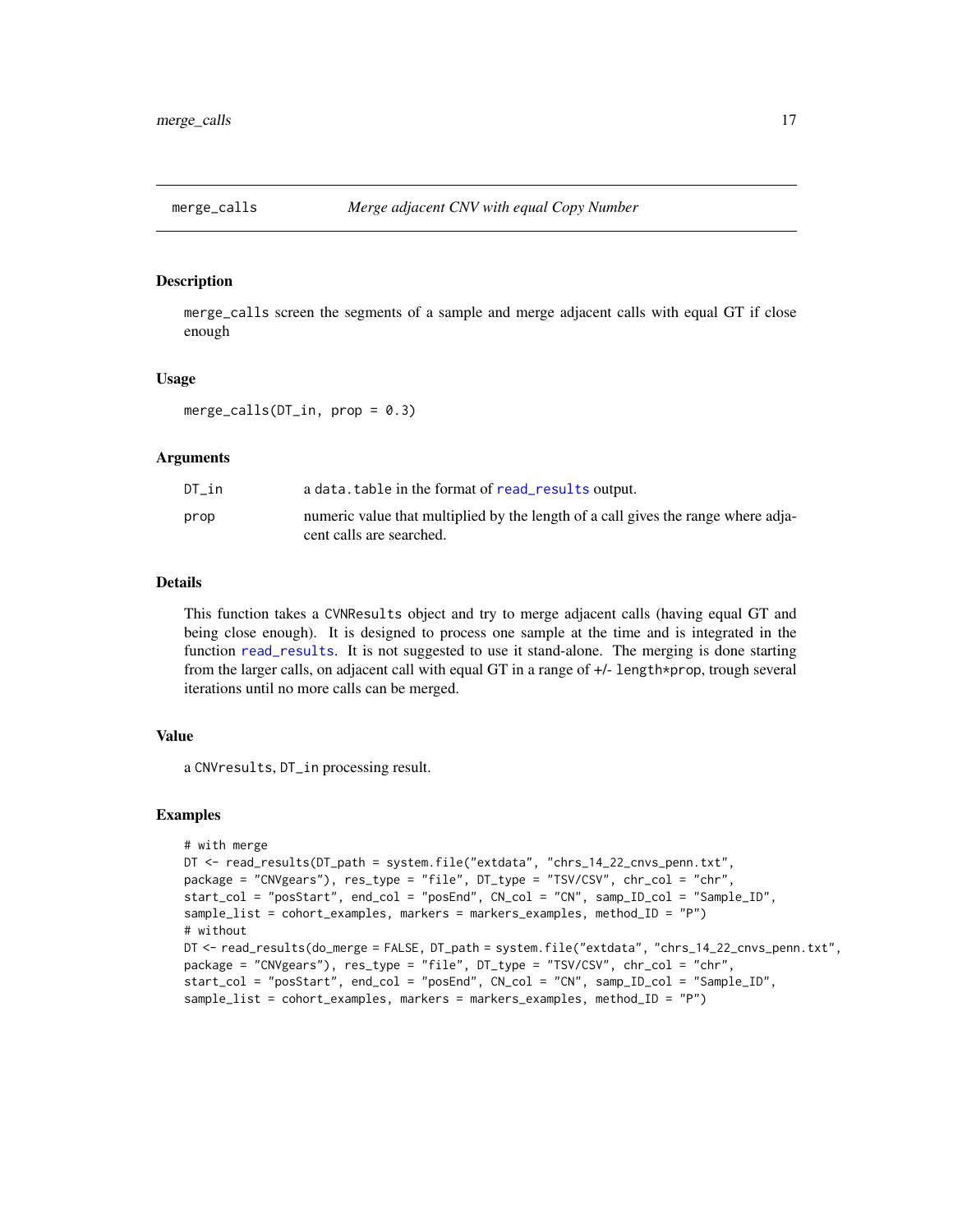## merge_calls — *Merge adjacent CNV with equal Copy Number*

### Description

`merge_calls` screen the segments of a sample and merge adjacent calls with equal GT if close enough

### Usage

```
merge_calls(DT_in, prop = 0.3)
```

### Arguments

| | |
|---|---|
| `DT_in` | a `data.table` in the format of `read_results` output. |
| `prop` | numeric value that multiplied by the length of a call gives the range where adjacent calls are searched. |

### Details

This function takes a `CVNResults` object and try to merge adjacent calls (having equal GT and being close enough). It is designed to process one sample at the time and is integrated in the function `read_results`. It is not suggested to use it stand-alone. The merging is done starting from the larger calls, on adjacent call with equal GT in a range of +/- `length*prop`, trough several iterations until no more calls can be merged.

### Value

a `CNVresults`, `DT_in` processing result.

### Examples

```
# with merge
DT <- read_results(DT_path = system.file("extdata", "chrs_14_22_cnvs_penn.txt",
package = "CNVgears"), res_type = "file", DT_type = "TSV/CSV", chr_col = "chr",
start_col = "posStart", end_col = "posEnd", CN_col = "CN", samp_ID_col = "Sample_ID",
sample_list = cohort_examples, markers = markers_examples, method_ID = "P")
# without
DT <- read_results(do_merge = FALSE, DT_path = system.file("extdata", "chrs_14_22_cnvs_penn.txt",
package = "CNVgears"), res_type = "file", DT_type = "TSV/CSV", chr_col = "chr",
start_col = "posStart", end_col = "posEnd", CN_col = "CN", samp_ID_col = "Sample_ID",
sample_list = cohort_examples, markers = markers_examples, method_ID = "P")
```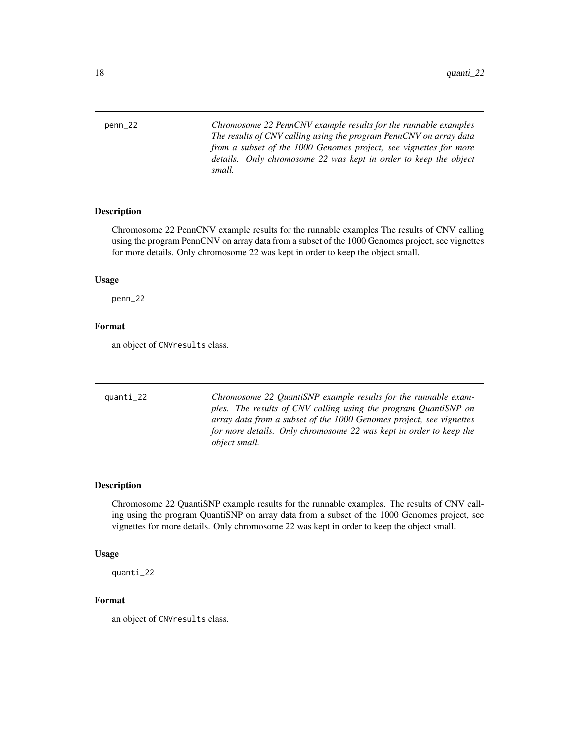## penn_22

*Chromosome 22 PennCNV example results for the runnable examples The results of CNV calling using the program PennCNV on array data from a subset of the 1000 Genomes project, see vignettes for more details. Only chromosome 22 was kept in order to keep the object small.*

### Description

Chromosome 22 PennCNV example results for the runnable examples The results of CNV calling using the program PennCNV on array data from a subset of the 1000 Genomes project, see vignettes for more details. Only chromosome 22 was kept in order to keep the object small.

### Usage

```
penn_22
```

### Format

an object of `CNVresults` class.

## quanti_22

*Chromosome 22 QuantiSNP example results for the runnable examples. The results of CNV calling using the program QuantiSNP on array data from a subset of the 1000 Genomes project, see vignettes for more details. Only chromosome 22 was kept in order to keep the object small.*

### Description

Chromosome 22 QuantiSNP example results for the runnable examples. The results of CNV calling using the program QuantiSNP on array data from a subset of the 1000 Genomes project, see vignettes for more details. Only chromosome 22 was kept in order to keep the object small.

### Usage

```
quanti_22
```

### Format

an object of `CNVresults` class.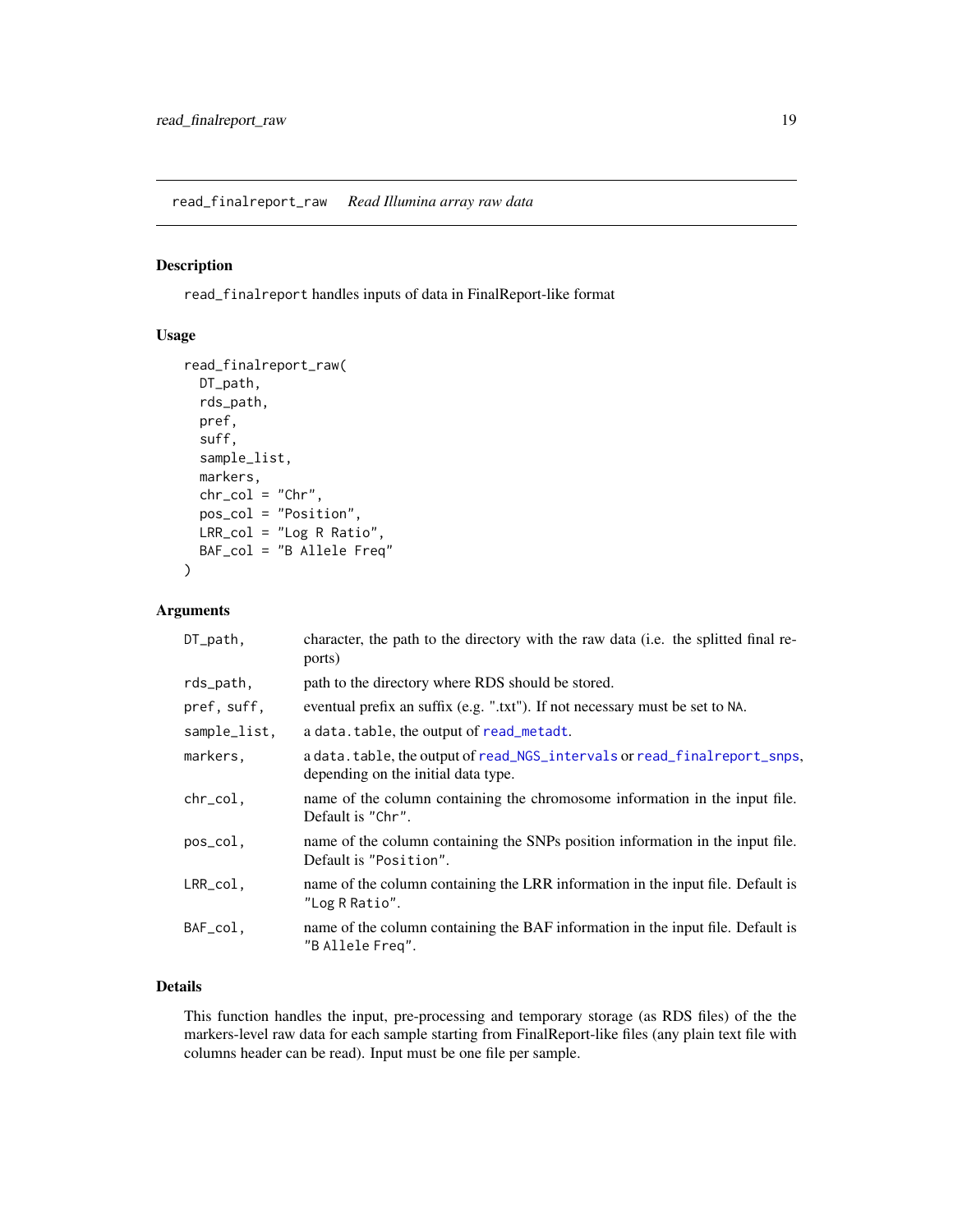## read_finalreport_raw *Read Illumina array raw data*

### Description

`read_finalreport` handles inputs of data in FinalReport-like format

### Usage

```
read_finalreport_raw(
  DT_path,
  rds_path,
  pref,
  suff,
  sample_list,
  markers,
  chr_col = "Chr",
  pos_col = "Position",
  LRR_col = "Log R Ratio",
  BAF_col = "B Allele Freq"
)
```

### Arguments

| | |
|---|---|
| `DT_path,` | character, the path to the directory with the raw data (i.e. the splitted final reports) |
| `rds_path,` | path to the directory where RDS should be stored. |
| `pref, suff,` | eventual prefix an suffix (e.g. ".txt"). If not necessary must be set to `NA`. |
| `sample_list,` | a `data.table`, the output of `read_metadt`. |
| `markers,` | a `data.table`, the output of `read_NGS_intervals` or `read_finalreport_snps`, depending on the initial data type. |
| `chr_col,` | name of the column containing the chromosome information in the input file. Default is `"Chr"`. |
| `pos_col,` | name of the column containing the SNPs position information in the input file. Default is `"Position"`. |
| `LRR_col,` | name of the column containing the LRR information in the input file. Default is `"Log R Ratio"`. |
| `BAF_col,` | name of the column containing the BAF information in the input file. Default is `"B Allele Freq"`. |

### Details

This function handles the input, pre-processing and temporary storage (as RDS files) of the the markers-level raw data for each sample starting from FinalReport-like files (any plain text file with columns header can be read). Input must be one file per sample.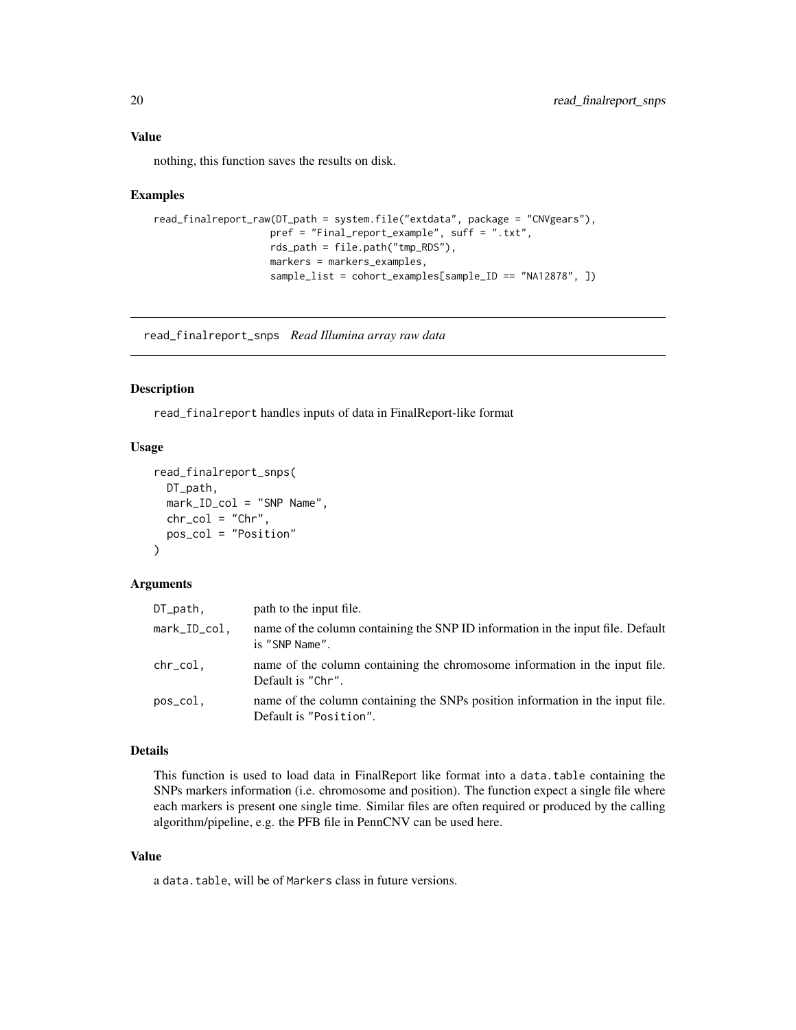### Value

nothing, this function saves the results on disk.

### Examples

```
read_finalreport_raw(DT_path = system.file("extdata", package = "CNVgears"),
                     pref = "Final_report_example", suff = ".txt",
                     rds_path = file.path("tmp_RDS"),
                     markers = markers_examples,
                     sample_list = cohort_examples[sample_ID == "NA12878", ])
```

---

## read_finalreport_snps *Read Illumina array raw data*

---

### Description

read_finalreport handles inputs of data in FinalReport-like format

### Usage

```
read_finalreport_snps(
  DT_path,
  mark_ID_col = "SNP Name",
  chr_col = "Chr",
  pos_col = "Position"
)
```

### Arguments

| | |
|---|---|
| DT_path, | path to the input file. |
| mark_ID_col, | name of the column containing the SNP ID information in the input file. Default is "SNP Name". |
| chr_col, | name of the column containing the chromosome information in the input file. Default is "Chr". |
| pos_col, | name of the column containing the SNPs position information in the input file. Default is "Position". |

### Details

This function is used to load data in FinalReport like format into a data.table containing the SNPs markers information (i.e. chromosome and position). The function expect a single file where each markers is present one single time. Similar files are often required or produced by the calling algorithm/pipeline, e.g. the PFB file in PennCNV can be used here.

### Value

a data.table, will be of Markers class in future versions.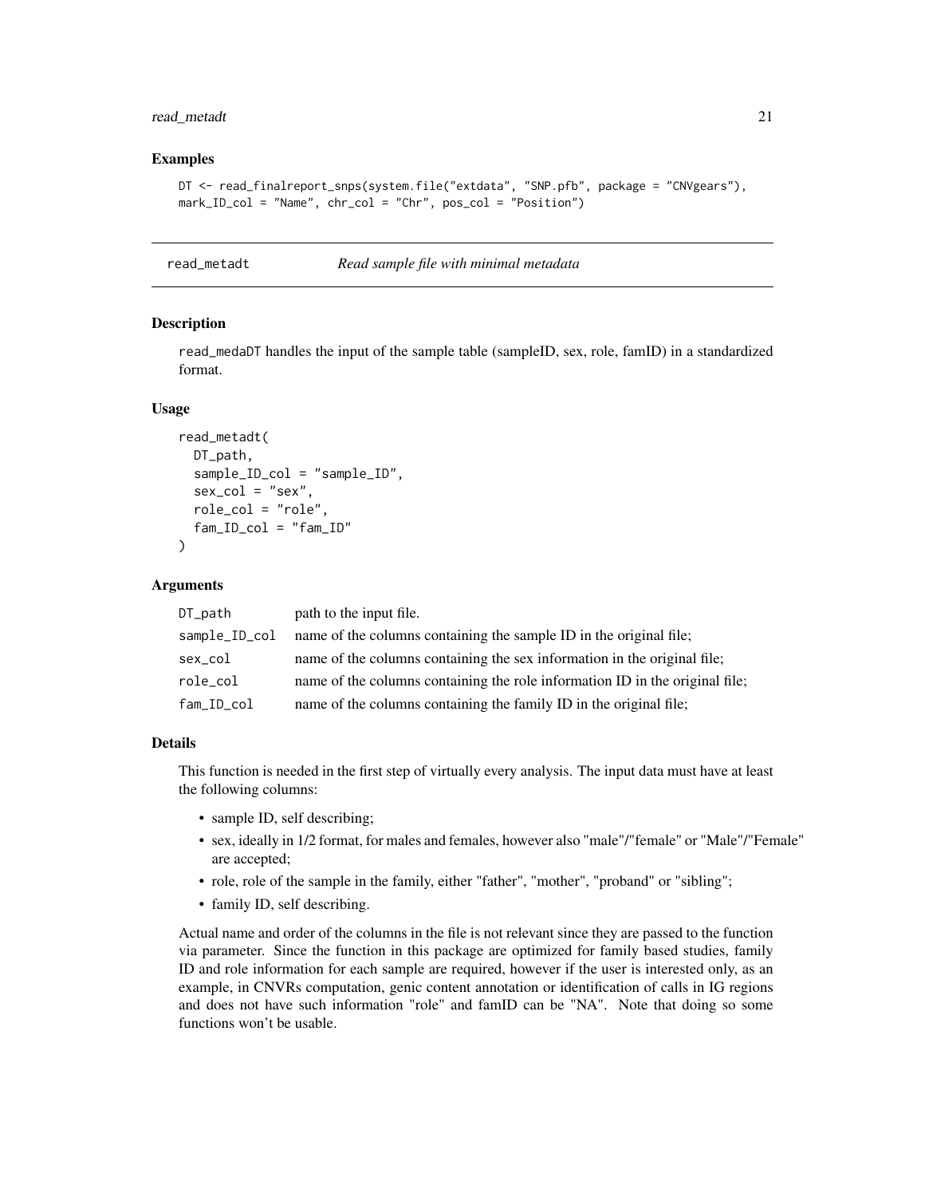## Examples

```
DT <- read_finalreport_snps(system.file("extdata", "SNP.pfb", package = "CNVgears"),
mark_ID_col = "Name", chr_col = "Chr", pos_col = "Position")
```

---

# read_metadt *Read sample file with minimal metadata*

## Description

read_medaDT handles the input of the sample table (sampleID, sex, role, famID) in a standardized format.

## Usage

```
read_metadt(
  DT_path,
  sample_ID_col = "sample_ID",
  sex_col = "sex",
  role_col = "role",
  fam_ID_col = "fam_ID"
)
```

## Arguments

| | |
|---|---|
| DT_path | path to the input file. |
| sample_ID_col | name of the columns containing the sample ID in the original file; |
| sex_col | name of the columns containing the sex information in the original file; |
| role_col | name of the columns containing the role information ID in the original file; |
| fam_ID_col | name of the columns containing the family ID in the original file; |

## Details

This function is needed in the first step of virtually every analysis. The input data must have at least the following columns:

- sample ID, self describing;
- sex, ideally in 1/2 format, for males and females, however also "male"/"female" or "Male"/"Female" are accepted;
- role, role of the sample in the family, either "father", "mother", "proband" or "sibling";
- family ID, self describing.

Actual name and order of the columns in the file is not relevant since they are passed to the function via parameter. Since the function in this package are optimized for family based studies, family ID and role information for each sample are required, however if the user is interested only, as an example, in CNVRs computation, genic content annotation or identification of calls in IG regions and does not have such information "role" and famID can be "NA". Note that doing so some functions won't be usable.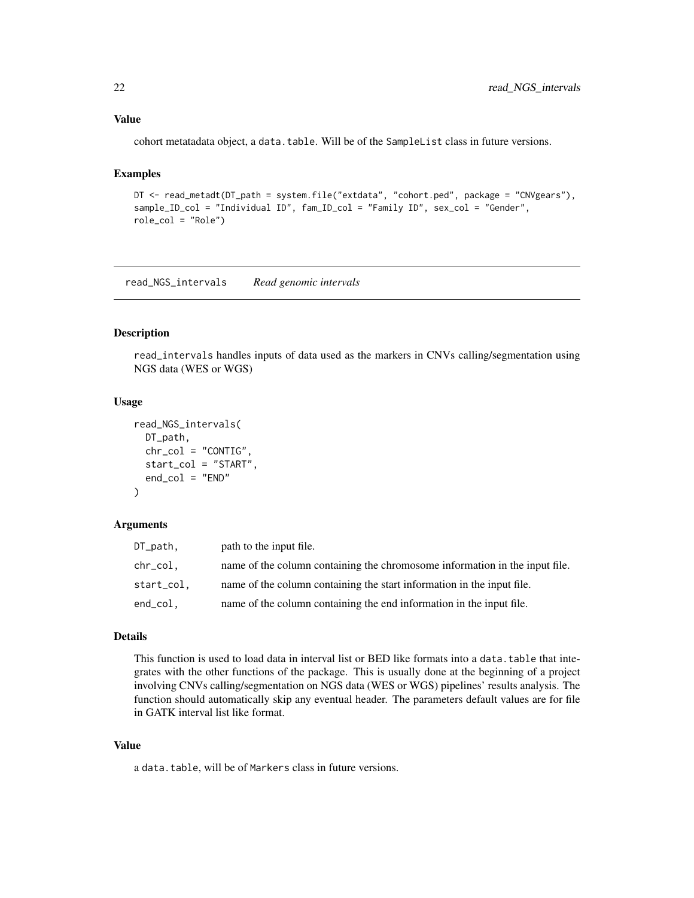### Value

cohort metatadata object, a data.table. Will be of the SampleList class in future versions.

### Examples

```
DT <- read_metadt(DT_path = system.file("extdata", "cohort.ped", package = "CNVgears"),
sample_ID_col = "Individual ID", fam_ID_col = "Family ID", sex_col = "Gender",
role_col = "Role")
```

---

## read_NGS_intervals *Read genomic intervals*

---

### Description

read_intervals handles inputs of data used as the markers in CNVs calling/segmentation using NGS data (WES or WGS)

### Usage

```
read_NGS_intervals(
  DT_path,
  chr_col = "CONTIG",
  start_col = "START",
  end_col = "END"
)
```

### Arguments

| | |
|---|---|
| DT_path, | path to the input file. |
| chr_col, | name of the column containing the chromosome information in the input file. |
| start_col, | name of the column containing the start information in the input file. |
| end_col, | name of the column containing the end information in the input file. |

### Details

This function is used to load data in interval list or BED like formats into a data.table that integrates with the other functions of the package. This is usually done at the beginning of a project involving CNVs calling/segmentation on NGS data (WES or WGS) pipelines' results analysis. The function should automatically skip any eventual header. The parameters default values are for file in GATK interval list like format.

### Value

a data.table, will be of Markers class in future versions.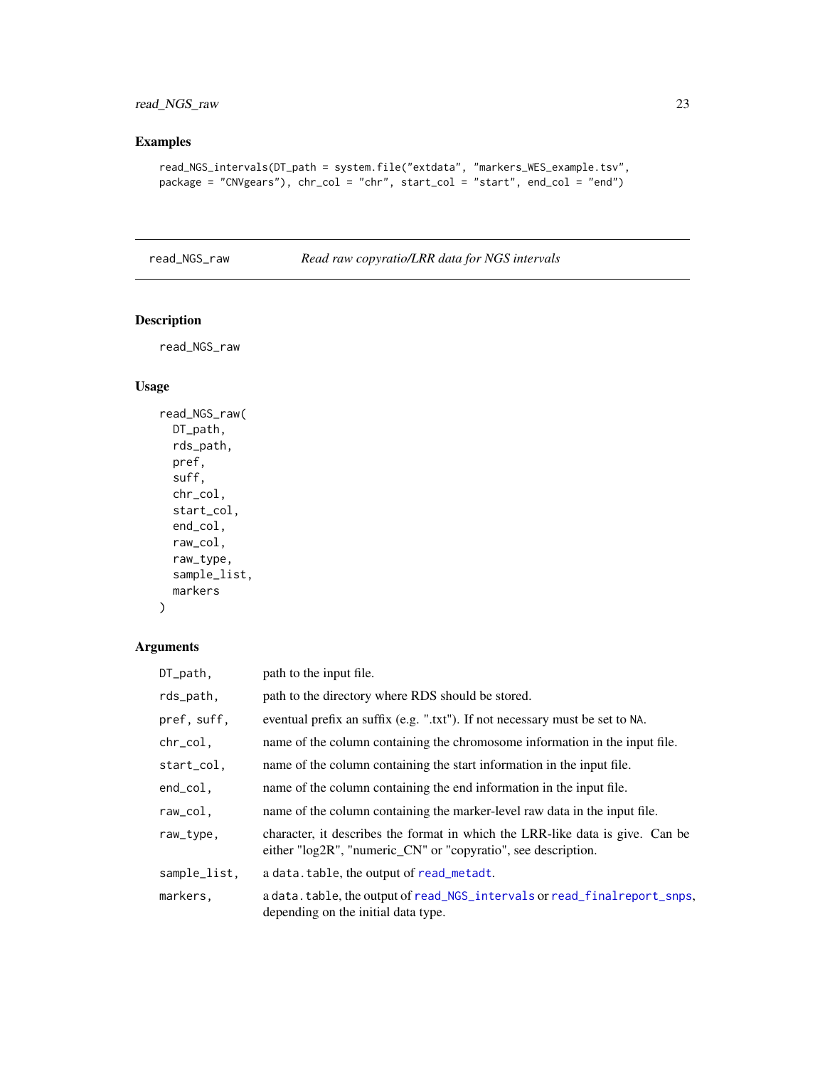### Examples

```
read_NGS_intervals(DT_path = system.file("extdata", "markers_WES_example.tsv",
package = "CNVgears"), chr_col = "chr", start_col = "start", end_col = "end")
```

---

## read_NGS_raw — *Read raw copyratio/LRR data for NGS intervals*

---

### Description

read_NGS_raw

### Usage

```
read_NGS_raw(
  DT_path,
  rds_path,
  pref,
  suff,
  chr_col,
  start_col,
  end_col,
  raw_col,
  raw_type,
  sample_list,
  markers
)
```

### Arguments

| | |
|---|---|
| DT_path, | path to the input file. |
| rds_path, | path to the directory where RDS should be stored. |
| pref, suff, | eventual prefix an suffix (e.g. ".txt"). If not necessary must be set to NA. |
| chr_col, | name of the column containing the chromosome information in the input file. |
| start_col, | name of the column containing the start information in the input file. |
| end_col, | name of the column containing the end information in the input file. |
| raw_col, | name of the column containing the marker-level raw data in the input file. |
| raw_type, | character, it describes the format in which the LRR-like data is give. Can be either "log2R", "numeric_CN" or "copyratio", see description. |
| sample_list, | a data.table, the output of read_metadt. |
| markers, | a data.table, the output of read_NGS_intervals or read_finalreport_snps, depending on the initial data type. |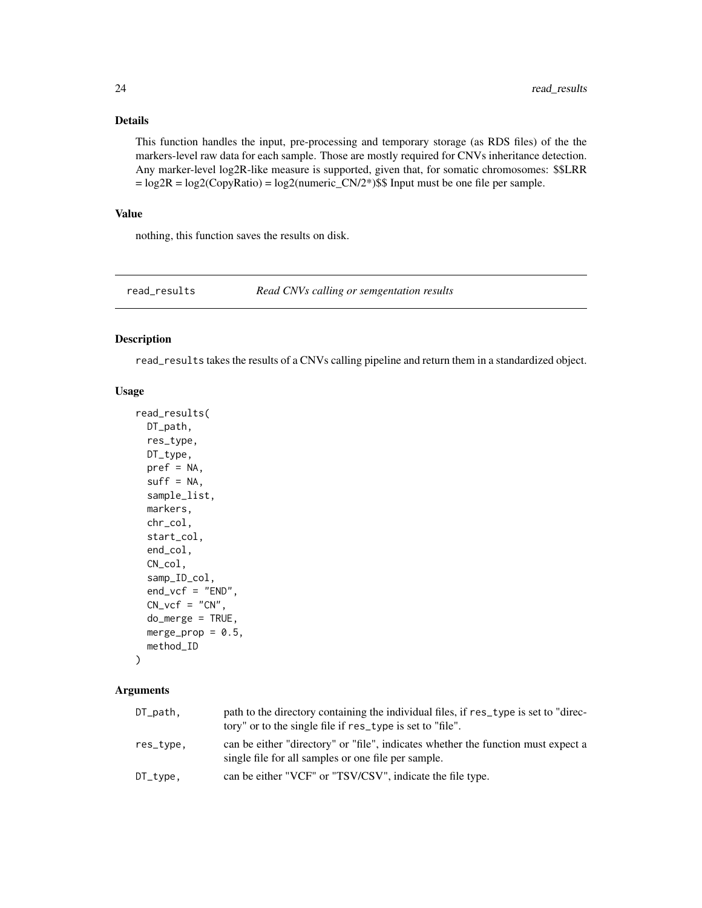### Details

This function handles the input, pre-processing and temporary storage (as RDS files) of the the markers-level raw data for each sample. Those are mostly required for CNVs inheritance detection. Any marker-level log2R-like measure is supported, given that, for somatic chromosomes: $$LRR = log2R = log2(CopyRatio) = log2(numeric_CN/2*)$$ Input must be one file per sample.

### Value

nothing, this function saves the results on disk.

---

## read_results — *Read CNVs calling or semgentation results*

### Description

read_results takes the results of a CNVs calling pipeline and return them in a standardized object.

### Usage

```
read_results(
  DT_path,
  res_type,
  DT_type,
  pref = NA,
  suff = NA,
  sample_list,
  markers,
  chr_col,
  start_col,
  end_col,
  CN_col,
  samp_ID_col,
  end_vcf = "END",
  CN_vcf = "CN",
  do_merge = TRUE,
  merge_prop = 0.5,
  method_ID
)
```

### Arguments

| | |
|---|---|
| DT_path, | path to the directory containing the individual files, if res_type is set to "directory" or to the single file if res_type is set to "file". |
| res_type, | can be either "directory" or "file", indicates whether the function must expect a single file for all samples or one file per sample. |
| DT_type, | can be either "VCF" or "TSV/CSV", indicate the file type. |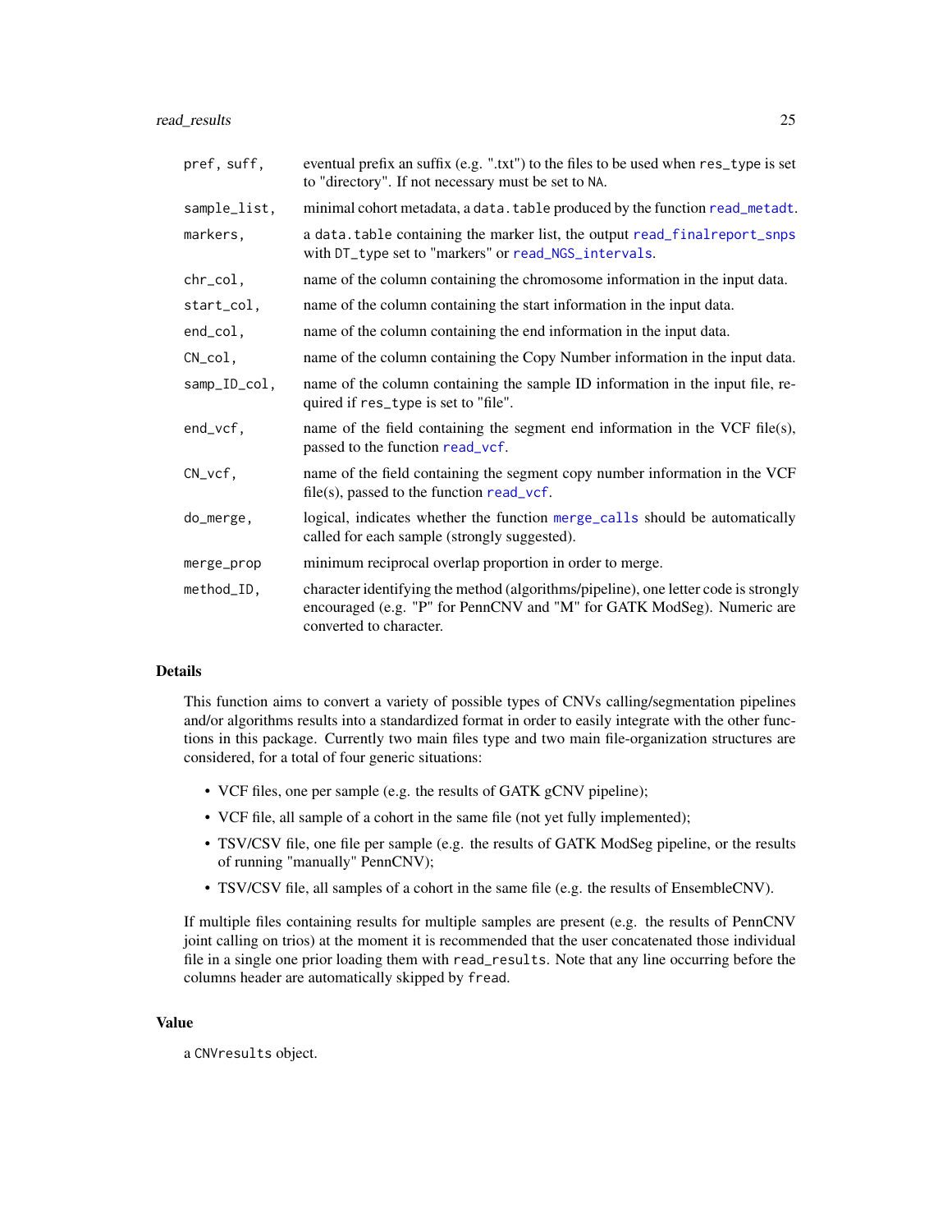| | |
|---|---|
| `pref, suff,` | eventual prefix an suffix (e.g. ".txt") to the files to be used when `res_type` is set to "directory". If not necessary must be set to `NA`. |
| `sample_list,` | minimal cohort metadata, a `data.table` produced by the function `read_metadt`. |
| `markers,` | a `data.table` containing the marker list, the output `read_finalreport_snps` with `DT_type` set to "markers" or `read_NGS_intervals`. |
| `chr_col,` | name of the column containing the chromosome information in the input data. |
| `start_col,` | name of the column containing the start information in the input data. |
| `end_col,` | name of the column containing the end information in the input data. |
| `CN_col,` | name of the column containing the Copy Number information in the input data. |
| `samp_ID_col,` | name of the column containing the sample ID information in the input file, required if `res_type` is set to "file". |
| `end_vcf,` | name of the field containing the segment end information in the VCF file(s), passed to the function `read_vcf`. |
| `CN_vcf,` | name of the field containing the segment copy number information in the VCF file(s), passed to the function `read_vcf`. |
| `do_merge,` | logical, indicates whether the function `merge_calls` should be automatically called for each sample (strongly suggested). |
| `merge_prop` | minimum reciprocal overlap proportion in order to merge. |
| `method_ID,` | character identifying the method (algorithms/pipeline), one letter code is strongly encouraged (e.g. "P" for PennCNV and "M" for GATK ModSeg). Numeric are converted to character. |

## Details

This function aims to convert a variety of possible types of CNVs calling/segmentation pipelines and/or algorithms results into a standardized format in order to easily integrate with the other functions in this package. Currently two main files type and two main file-organization structures are considered, for a total of four generic situations:

- VCF files, one per sample (e.g. the results of GATK gCNV pipeline);
- VCF file, all sample of a cohort in the same file (not yet fully implemented);
- TSV/CSV file, one file per sample (e.g. the results of GATK ModSeg pipeline, or the results of running "manually" PennCNV);
- TSV/CSV file, all samples of a cohort in the same file (e.g. the results of EnsembleCNV).

If multiple files containing results for multiple samples are present (e.g. the results of PennCNV joint calling on trios) at the moment it is recommended that the user concatenated those individual file in a single one prior loading them with `read_results`. Note that any line occurring before the columns header are automatically skipped by `fread`.

## Value

a `CNVresults` object.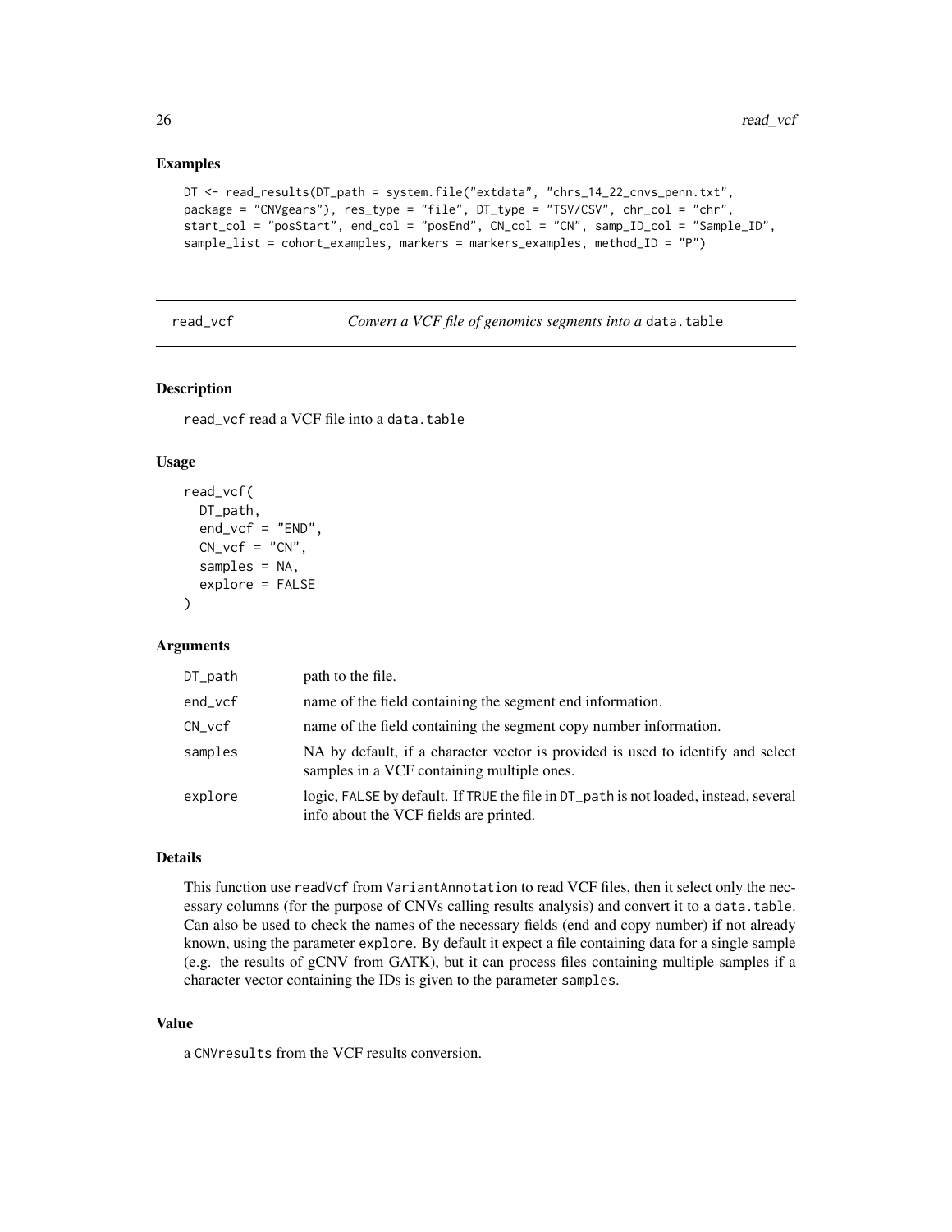### Examples

```
DT <- read_results(DT_path = system.file("extdata", "chrs_14_22_cnvs_penn.txt",
package = "CNVgears"), res_type = "file", DT_type = "TSV/CSV", chr_col = "chr",
start_col = "posStart", end_col = "posEnd", CN_col = "CN", samp_ID_col = "Sample_ID",
sample_list = cohort_examples, markers = markers_examples, method_ID = "P")
```

## read_vcf — *Convert a VCF file of genomics segments into a* `data.table`

### Description

`read_vcf` read a VCF file into a `data.table`

### Usage

```
read_vcf(
  DT_path,
  end_vcf = "END",
  CN_vcf = "CN",
  samples = NA,
  explore = FALSE
)
```

### Arguments

| | |
|---|---|
| `DT_path` | path to the file. |
| `end_vcf` | name of the field containing the segment end information. |
| `CN_vcf` | name of the field containing the segment copy number information. |
| `samples` | NA by default, if a character vector is provided is used to identify and select samples in a VCF containing multiple ones. |
| `explore` | logic, `FALSE` by default. If `TRUE` the file in `DT_path` is not loaded, instead, several info about the VCF fields are printed. |

### Details

This function use `readVcf` from `VariantAnnotation` to read VCF files, then it select only the necessary columns (for the purpose of CNVs calling results analysis) and convert it to a `data.table`. Can also be used to check the names of the necessary fields (end and copy number) if not already known, using the parameter `explore`. By default it expect a file containing data for a single sample (e.g. the results of gCNV from GATK), but it can process files containing multiple samples if a character vector containing the IDs is given to the parameter `samples`.

### Value

a `CNVresults` from the VCF results conversion.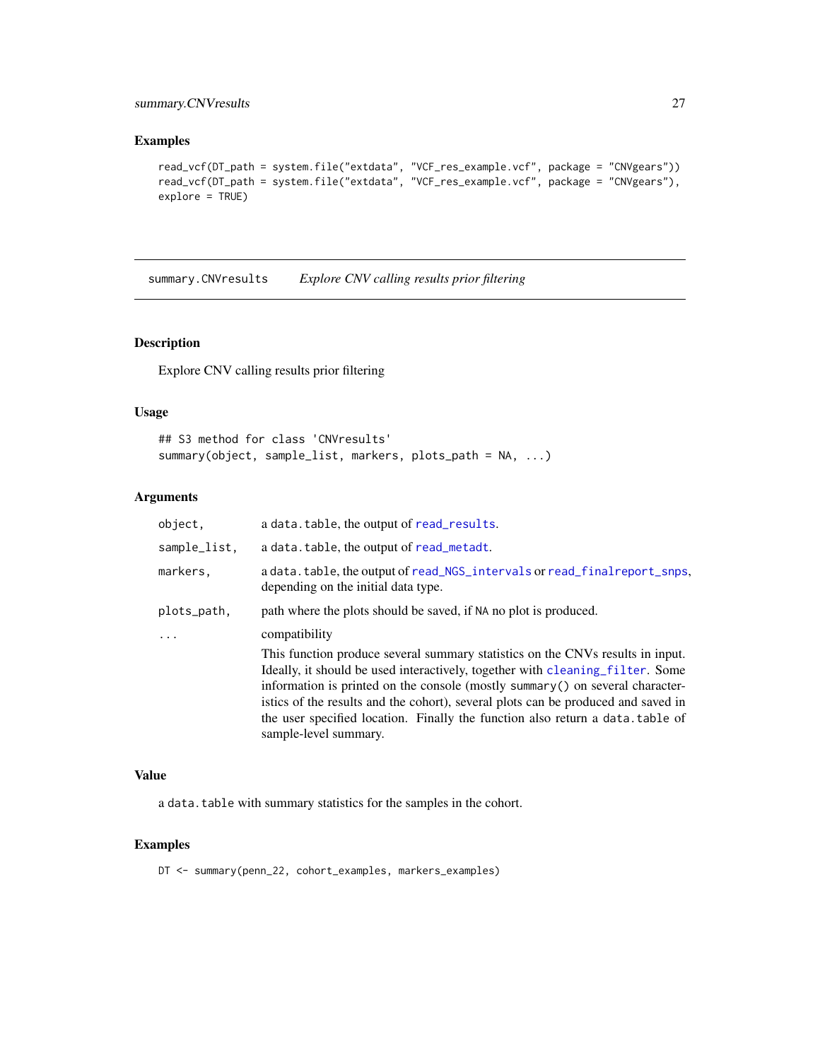### Examples

```
read_vcf(DT_path = system.file("extdata", "VCF_res_example.vcf", package = "CNVgears"))
read_vcf(DT_path = system.file("extdata", "VCF_res_example.vcf", package = "CNVgears"),
explore = TRUE)
```

---

## summary.CNVresults — *Explore CNV calling results prior filtering*

### Description

Explore CNV calling results prior filtering

### Usage

```
## S3 method for class 'CNVresults'
summary(object, sample_list, markers, plots_path = NA, ...)
```

### Arguments

| | |
|---|---|
| `object,` | a `data.table`, the output of `read_results`. |
| `sample_list,` | a `data.table`, the output of `read_metadt`. |
| `markers,` | a `data.table`, the output of `read_NGS_intervals` or `read_finalreport_snps`, depending on the initial data type. |
| `plots_path,` | path where the plots should be saved, if `NA` no plot is produced. |
| `...` | compatibility<br><br>This function produce several summary statistics on the CNVs results in input. Ideally, it should be used interactively, together with `cleaning_filter`. Some information is printed on the console (mostly `summary()` on several characteristics of the results and the cohort), several plots can be produced and saved in the user specified location. Finally the function also return a `data.table` of sample-level summary. |

### Value

a `data.table` with summary statistics for the samples in the cohort.

### Examples

```
DT <- summary(penn_22, cohort_examples, markers_examples)
```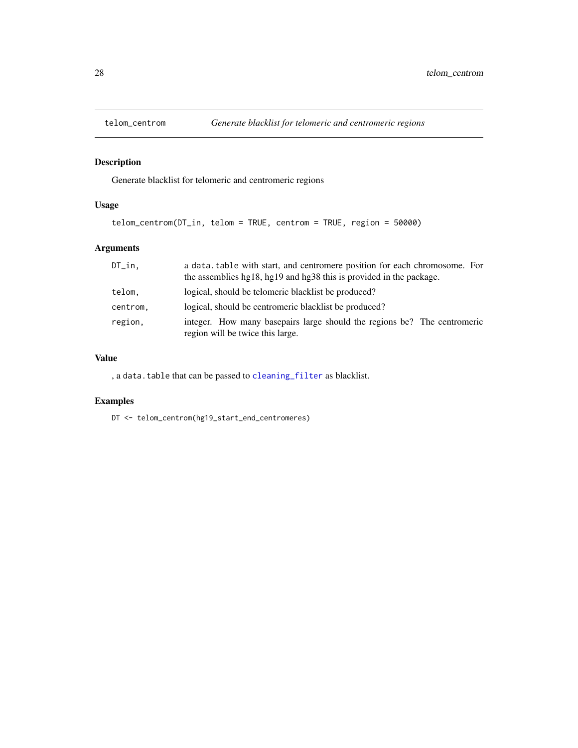## telom_centrom *Generate blacklist for telomeric and centromeric regions*

### Description

Generate blacklist for telomeric and centromeric regions

### Usage

```
telom_centrom(DT_in, telom = TRUE, centrom = TRUE, region = 50000)
```

### Arguments

| | |
|---|---|
| `DT_in,` | a `data.table` with start, and centromere position for each chromosome. For the assemblies hg18, hg19 and hg38 this is provided in the package. |
| `telom,` | logical, should be telomeric blacklist be produced? |
| `centrom,` | logical, should be centromeric blacklist be produced? |
| `region,` | integer. How many basepairs large should the regions be? The centromeric region will be twice this large. |

### Value

, a `data.table` that can be passed to `cleaning_filter` as blacklist.

### Examples

```
DT <- telom_centrom(hg19_start_end_centromeres)
```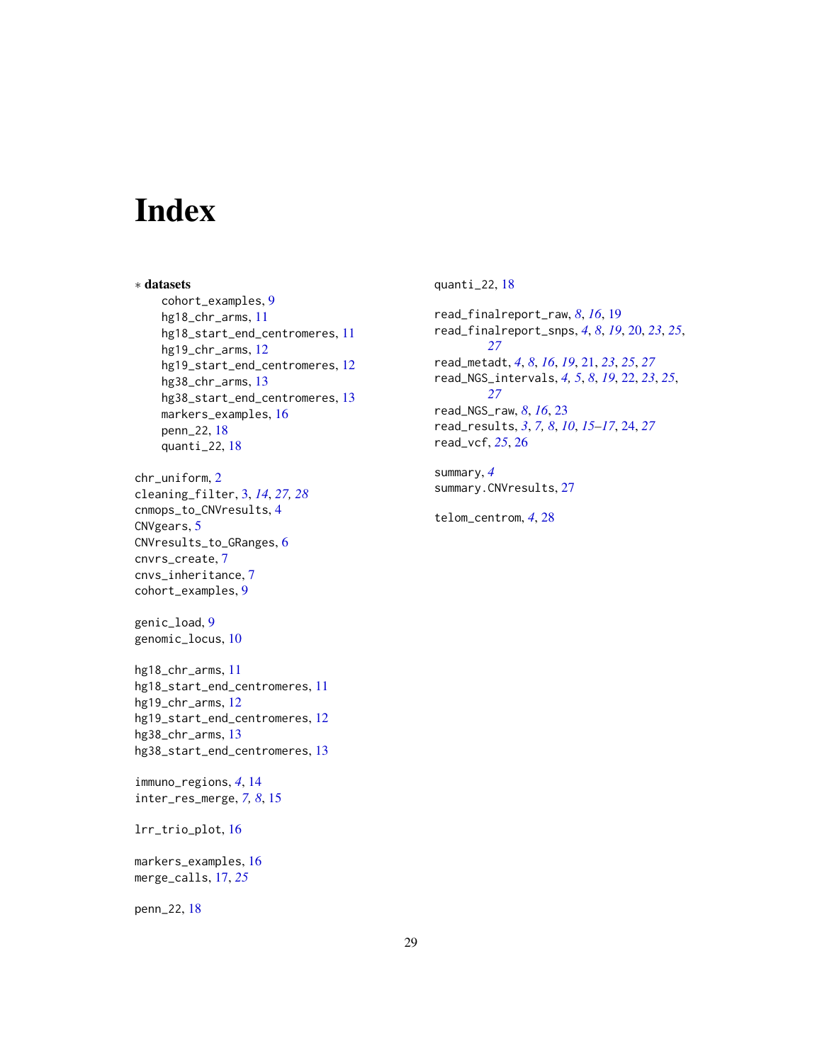# Index

∗ **datasets**

- cohort_examples, 9
- hg18_chr_arms, 11
- hg18_start_end_centromeres, 11
- hg19_chr_arms, 12
- hg19_start_end_centromeres, 12
- hg38_chr_arms, 13
- hg38_start_end_centromeres, 13
- markers_examples, 16
- penn_22, 18
- quanti_22, 18

chr_uniform, 2
cleaning_filter, 3, *14*, *27, 28*
cnmops_to_CNVresults, 4
CNVgears, 5
CNVresults_to_GRanges, 6
cnvrs_create, 7
cnvs_inheritance, 7
cohort_examples, 9

genic_load, 9
genomic_locus, 10

hg18_chr_arms, 11
hg18_start_end_centromeres, 11
hg19_chr_arms, 12
hg19_start_end_centromeres, 12
hg38_chr_arms, 13
hg38_start_end_centromeres, 13

immuno_regions, *4*, 14
inter_res_merge, *7, 8*, 15

lrr_trio_plot, 16

markers_examples, 16
merge_calls, 17, *25*

penn_22, 18

quanti_22, 18

read_finalreport_raw, *8*, *16*, 19
read_finalreport_snps, *4*, *8*, *19*, 20, *23*, *25*, *27*
read_metadt, *4*, *8*, *16*, *19*, 21, *23*, *25*, *27*
read_NGS_intervals, *4, 5*, *8*, *19*, 22, *23*, *25*, *27*
read_NGS_raw, *8*, *16*, 23
read_results, *3*, *7, 8*, *10*, *15–17*, 24, *27*
read_vcf, *25*, 26

summary, *4*
summary.CNVresults, 27

telom_centrom, *4*, 28